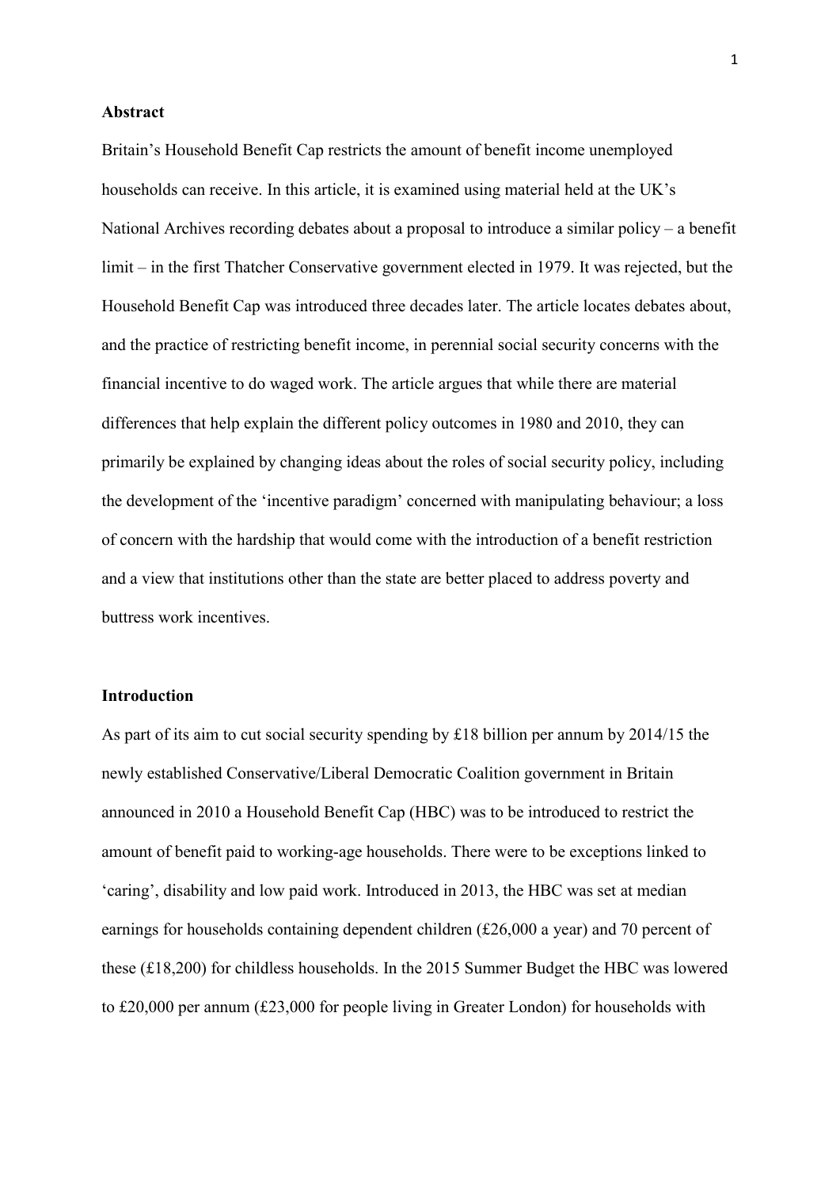## Abstract

Britain's Household Benefit Cap restricts the amount of benefit income unemployed households can receive. In this article, it is examined using material held at the UK's National Archives recording debates about a proposal to introduce a similar policy – a benefit limit – in the first Thatcher Conservative government elected in 1979. It was rejected, but the Household Benefit Cap was introduced three decades later. The article locates debates about, and the practice of restricting benefit income, in perennial social security concerns with the financial incentive to do waged work. The article argues that while there are material differences that help explain the different policy outcomes in 1980 and 2010, they can primarily be explained by changing ideas about the roles of social security policy, including the development of the 'incentive paradigm' concerned with manipulating behaviour; a loss of concern with the hardship that would come with the introduction of a benefit restriction and a view that institutions other than the state are better placed to address poverty and buttress work incentives.

## Introduction

As part of its aim to cut social security spending by £18 billion per annum by 2014/15 the newly established Conservative/Liberal Democratic Coalition government in Britain announced in 2010 a Household Benefit Cap (HBC) was to be introduced to restrict the amount of benefit paid to working-age households. There were to be exceptions linked to 'caring', disability and low paid work. Introduced in 2013, the HBC was set at median earnings for households containing dependent children (£26,000 a year) and 70 percent of these (£18,200) for childless households. In the 2015 Summer Budget the HBC was lowered to £20,000 per annum (£23,000 for people living in Greater London) for households with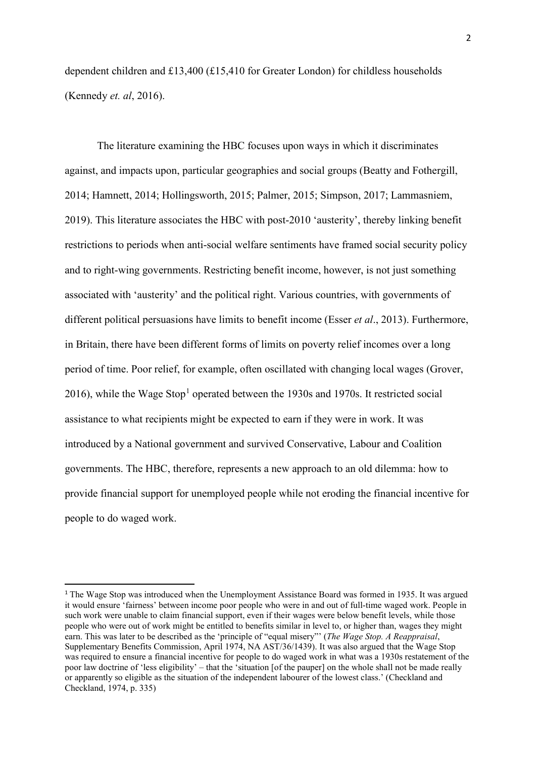dependent children and £13,400 (£15,410 for Greater London) for childless households (Kennedy *et. al*, 2016).

The literature examining the HBC focuses upon ways in which it discriminates against, and impacts upon, particular geographies and social groups (Beatty and Fothergill, 2014; Hamnett, 2014; Hollingsworth, 2015; Palmer, 2015; Simpson, 2017; Lammasniem, 2019). This literature associates the HBC with post-2010 'austerity', thereby linking benefit restrictions to periods when anti-social welfare sentiments have framed social security policy and to right-wing governments. Restricting benefit income, however, is not just something associated with 'austerity' and the political right. Various countries, with governments of different political persuasions have limits to benefit income (Esser *et al*., 2013). Furthermore, in Britain, there have been different forms of limits on poverty relief incomes over a long period of time. Poor relief, for example, often oscillated with changing local wages (Grover, 2016), while the Wage Stop[1] operated between the 1930s and 1970s. It restricted social assistance to what recipients might be expected to earn if they were in work. It was introduced by a National government and survived Conservative, Labour and Coalition governments. The HBC, therefore, represents a new approach to an old dilemma: how to provide financial support for unemployed people while not eroding the financial incentive for people to do waged work.

[1] The Wage Stop was introduced when the Unemployment Assistance Board was formed in 1935. It was argued it would ensure 'fairness' between income poor people who were in and out of full-time waged work. People in such work were unable to claim financial support, even if their wages were below benefit levels, while those people who were out of work might be entitled to benefits similar in level to, or higher than, wages they might earn. This was later to be described as the 'principle of "equal misery"' (*The Wage Stop. A Reappraisal*, Supplementary Benefits Commission, April 1974, NA AST/36/1439). It was also argued that the Wage Stop was required to ensure a financial incentive for people to do waged work in what was a 1930s restatement of the poor law doctrine of 'less eligibility' – that the 'situation [of the pauper] on the whole shall not be made really or apparently so eligible as the situation of the independent labourer of the lowest class.' (Checkland and Checkland, 1974, p. 335)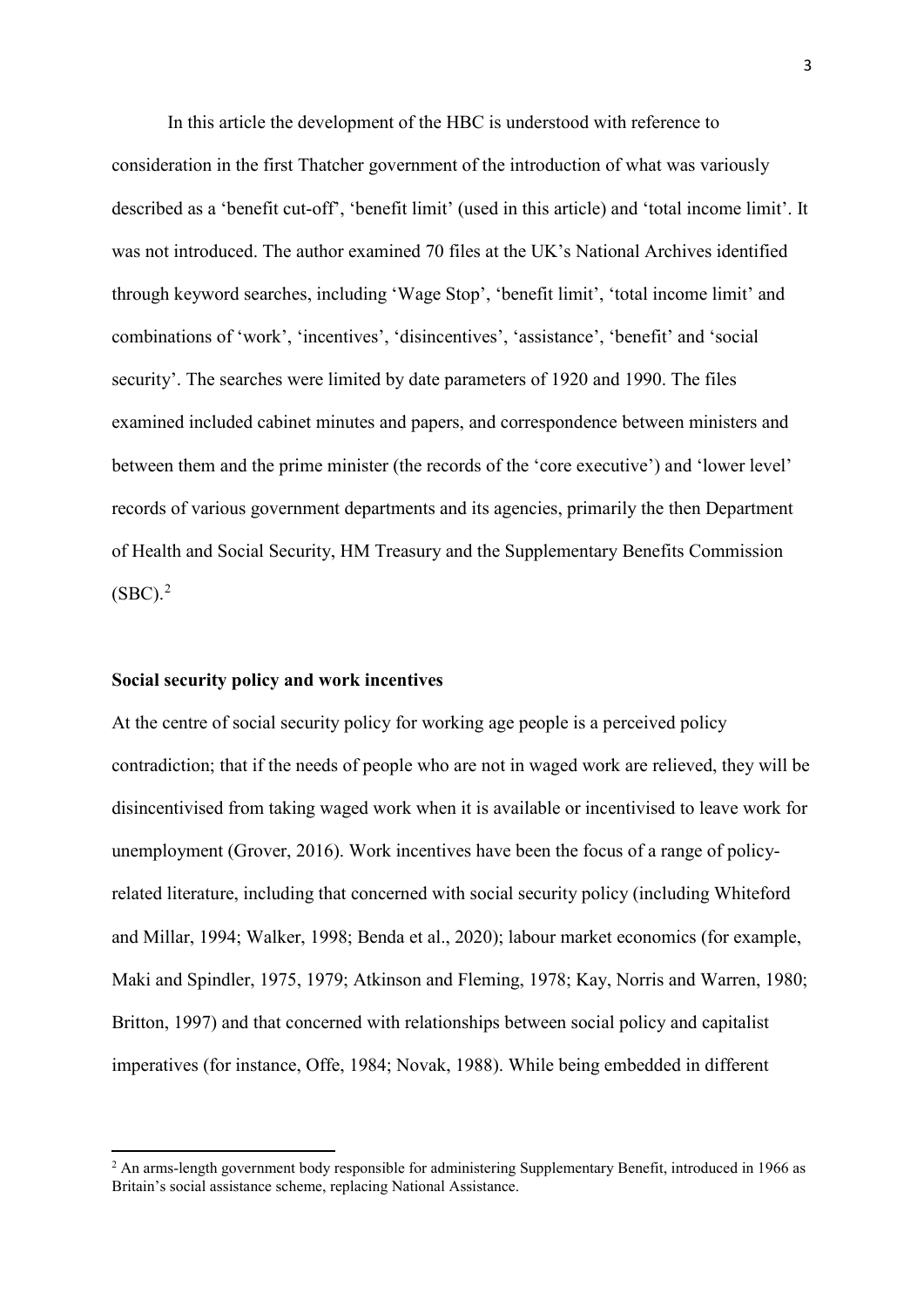In this article the development of the HBC is understood with reference to consideration in the first Thatcher government of the introduction of what was variously described as a 'benefit cut-off', 'benefit limit' (used in this article) and 'total income limit'. It was not introduced. The author examined 70 files at the UK's National Archives identified through keyword searches, including 'Wage Stop', 'benefit limit', 'total income limit' and combinations of 'work', 'incentives', 'disincentives', 'assistance', 'benefit' and 'social security'. The searches were limited by date parameters of 1920 and 1990. The files examined included cabinet minutes and papers, and correspondence between ministers and between them and the prime minister (the records of the 'core executive') and 'lower level' records of various government departments and its agencies, primarily the then Department of Health and Social Security, HM Treasury and the Supplementary Benefits Commission (SBC).[2]

**Social security policy and work incentives**

At the centre of social security policy for working age people is a perceived policy contradiction; that if the needs of people who are not in waged work are relieved, they will be disincentivised from taking waged work when it is available or incentivised to leave work for unemployment (Grover, 2016). Work incentives have been the focus of a range of policy-related literature, including that concerned with social security policy (including Whiteford and Millar, 1994; Walker, 1998; Benda et al., 2020); labour market economics (for example, Maki and Spindler, 1975, 1979; Atkinson and Fleming, 1978; Kay, Norris and Warren, 1980; Britton, 1997) and that concerned with relationships between social policy and capitalist imperatives (for instance, Offe, 1984; Novak, 1988). While being embedded in different

[2] An arms-length government body responsible for administering Supplementary Benefit, introduced in 1966 as Britain's social assistance scheme, replacing National Assistance.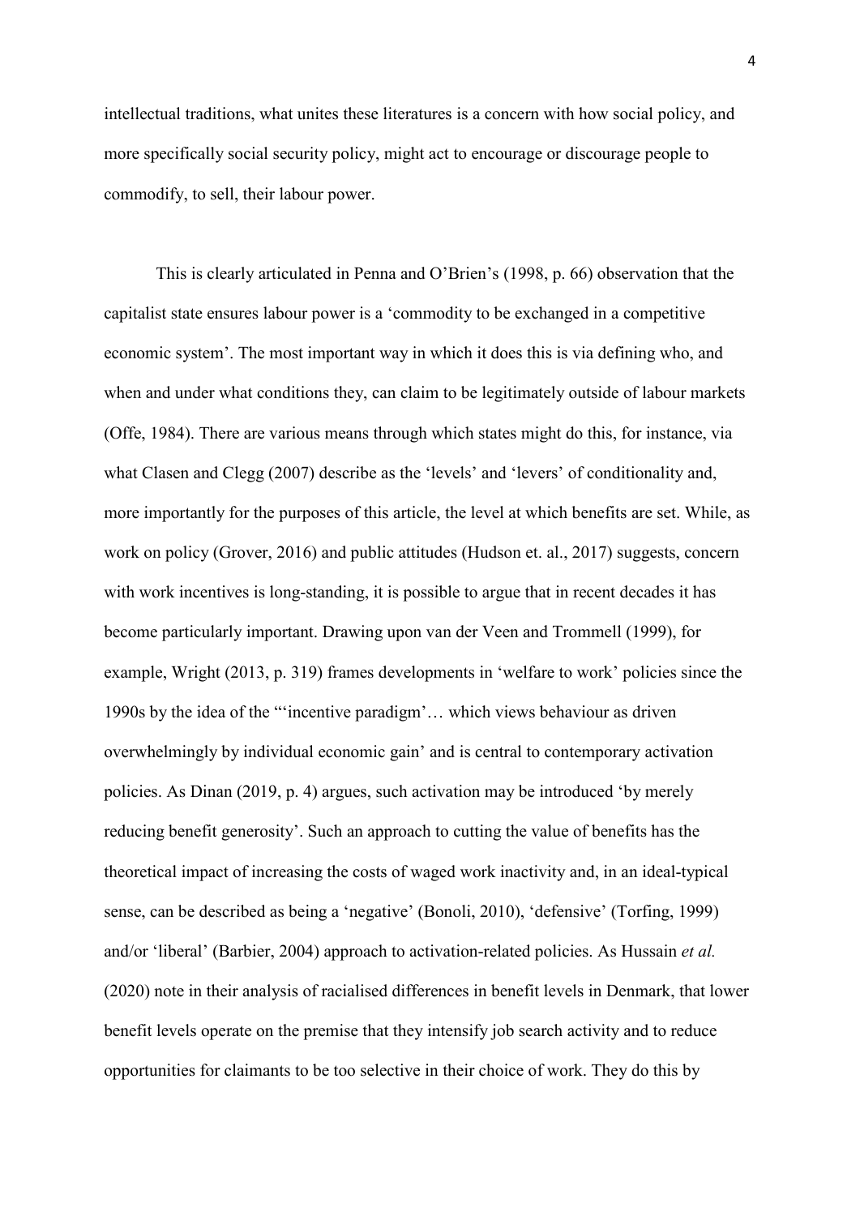intellectual traditions, what unites these literatures is a concern with how social policy, and more specifically social security policy, might act to encourage or discourage people to commodify, to sell, their labour power.

This is clearly articulated in Penna and O'Brien's (1998, p. 66) observation that the capitalist state ensures labour power is a 'commodity to be exchanged in a competitive economic system'. The most important way in which it does this is via defining who, and when and under what conditions they, can claim to be legitimately outside of labour markets (Offe, 1984). There are various means through which states might do this, for instance, via what Clasen and Clegg (2007) describe as the 'levels' and 'levers' of conditionality and, more importantly for the purposes of this article, the level at which benefits are set. While, as work on policy (Grover, 2016) and public attitudes (Hudson et. al., 2017) suggests, concern with work incentives is long-standing, it is possible to argue that in recent decades it has become particularly important. Drawing upon van der Veen and Trommell (1999), for example, Wright (2013, p. 319) frames developments in 'welfare to work' policies since the 1990s by the idea of the "'incentive paradigm'… which views behaviour as driven overwhelmingly by individual economic gain' and is central to contemporary activation policies. As Dinan (2019, p. 4) argues, such activation may be introduced 'by merely reducing benefit generosity'. Such an approach to cutting the value of benefits has the theoretical impact of increasing the costs of waged work inactivity and, in an ideal-typical sense, can be described as being a 'negative' (Bonoli, 2010), 'defensive' (Torfing, 1999) and/or 'liberal' (Barbier, 2004) approach to activation-related policies. As Hussain *et al.* (2020) note in their analysis of racialised differences in benefit levels in Denmark, that lower benefit levels operate on the premise that they intensify job search activity and to reduce opportunities for claimants to be too selective in their choice of work. They do this by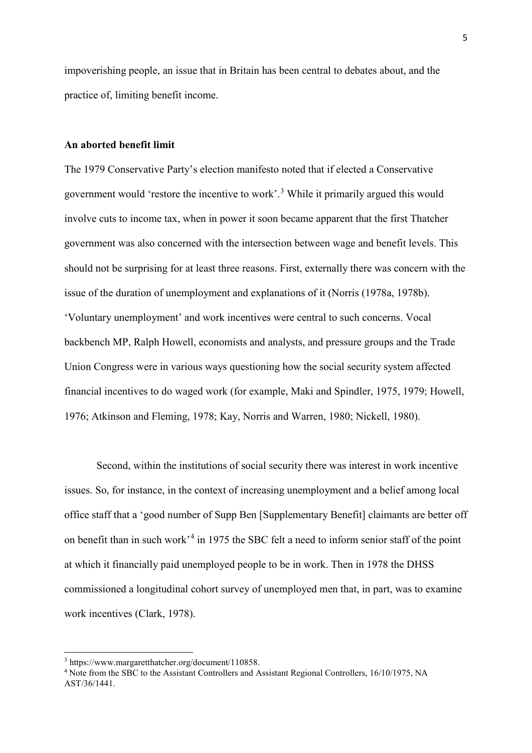impoverishing people, an issue that in Britain has been central to debates about, and the practice of, limiting benefit income.

**An aborted benefit limit**

The 1979 Conservative Party's election manifesto noted that if elected a Conservative government would 'restore the incentive to work'.[3] While it primarily argued this would involve cuts to income tax, when in power it soon became apparent that the first Thatcher government was also concerned with the intersection between wage and benefit levels. This should not be surprising for at least three reasons. First, externally there was concern with the issue of the duration of unemployment and explanations of it (Norris (1978a, 1978b). 'Voluntary unemployment' and work incentives were central to such concerns. Vocal backbench MP, Ralph Howell, economists and analysts, and pressure groups and the Trade Union Congress were in various ways questioning how the social security system affected financial incentives to do waged work (for example, Maki and Spindler, 1975, 1979; Howell, 1976; Atkinson and Fleming, 1978; Kay, Norris and Warren, 1980; Nickell, 1980).

Second, within the institutions of social security there was interest in work incentive issues. So, for instance, in the context of increasing unemployment and a belief among local office staff that a 'good number of Supp Ben [Supplementary Benefit] claimants are better off on benefit than in such work'[4] in 1975 the SBC felt a need to inform senior staff of the point at which it financially paid unemployed people to be in work. Then in 1978 the DHSS commissioned a longitudinal cohort survey of unemployed men that, in part, was to examine work incentives (Clark, 1978).

[3] https://www.margaretthatcher.org/document/110858.

[4] Note from the SBC to the Assistant Controllers and Assistant Regional Controllers, 16/10/1975, NA AST/36/1441.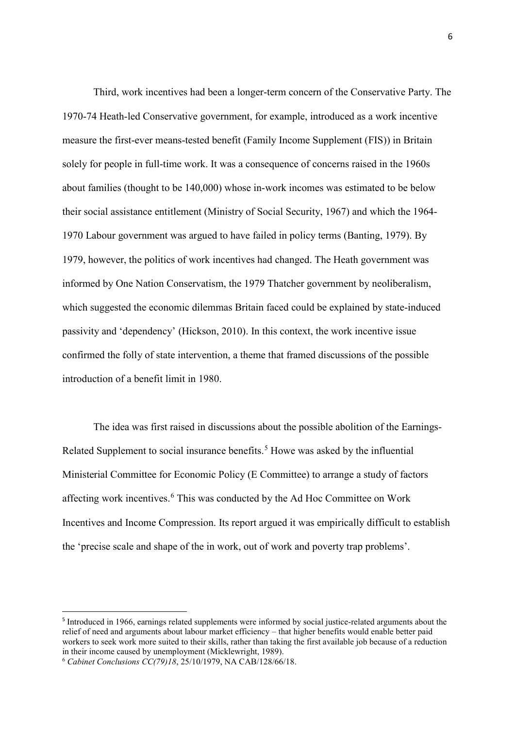Third, work incentives had been a longer-term concern of the Conservative Party. The 1970-74 Heath-led Conservative government, for example, introduced as a work incentive measure the first-ever means-tested benefit (Family Income Supplement (FIS)) in Britain solely for people in full-time work. It was a consequence of concerns raised in the 1960s about families (thought to be 140,000) whose in-work incomes was estimated to be below their social assistance entitlement (Ministry of Social Security, 1967) and which the 1964-1970 Labour government was argued to have failed in policy terms (Banting, 1979). By 1979, however, the politics of work incentives had changed. The Heath government was informed by One Nation Conservatism, the 1979 Thatcher government by neoliberalism, which suggested the economic dilemmas Britain faced could be explained by state-induced passivity and 'dependency' (Hickson, 2010). In this context, the work incentive issue confirmed the folly of state intervention, a theme that framed discussions of the possible introduction of a benefit limit in 1980.

The idea was first raised in discussions about the possible abolition of the Earnings-Related Supplement to social insurance benefits.[5] Howe was asked by the influential Ministerial Committee for Economic Policy (E Committee) to arrange a study of factors affecting work incentives.[6] This was conducted by the Ad Hoc Committee on Work Incentives and Income Compression. Its report argued it was empirically difficult to establish the 'precise scale and shape of the in work, out of work and poverty trap problems'.

---

[5] Introduced in 1966, earnings related supplements were informed by social justice-related arguments about the relief of need and arguments about labour market efficiency – that higher benefits would enable better paid workers to seek work more suited to their skills, rather than taking the first available job because of a reduction in their income caused by unemployment (Micklewright, 1989).

[6] *Cabinet Conclusions CC(79)18*, 25/10/1979, NA CAB/128/66/18.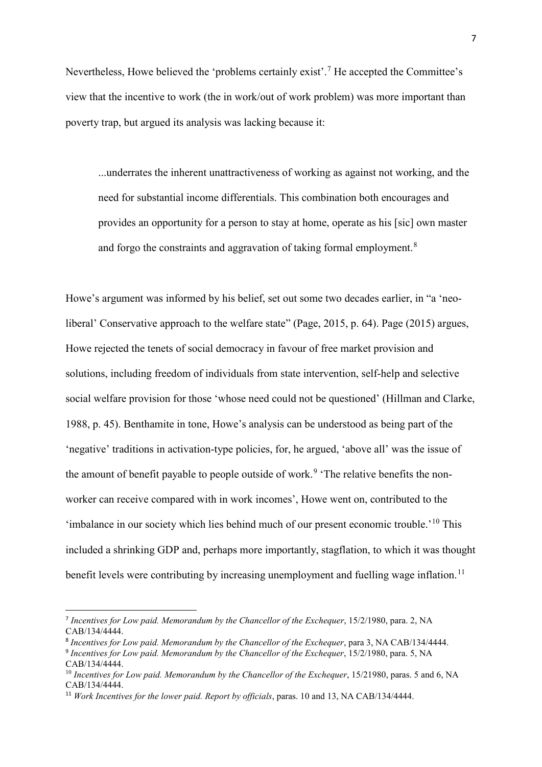Nevertheless, Howe believed the 'problems certainly exist'.[7] He accepted the Committee's view that the incentive to work (the in work/out of work problem) was more important than poverty trap, but argued its analysis was lacking because it:

> ...underrates the inherent unattractiveness of working as against not working, and the need for substantial income differentials. This combination both encourages and provides an opportunity for a person to stay at home, operate as his [sic] own master and forgo the constraints and aggravation of taking formal employment.[8]

Howe's argument was informed by his belief, set out some two decades earlier, in "a 'neo-liberal' Conservative approach to the welfare state" (Page, 2015, p. 64). Page (2015) argues, Howe rejected the tenets of social democracy in favour of free market provision and solutions, including freedom of individuals from state intervention, self-help and selective social welfare provision for those 'whose need could not be questioned' (Hillman and Clarke, 1988, p. 45). Benthamite in tone, Howe's analysis can be understood as being part of the 'negative' traditions in activation-type policies, for, he argued, 'above all' was the issue of the amount of benefit payable to people outside of work.[9] 'The relative benefits the non-worker can receive compared with in work incomes', Howe went on, contributed to the 'imbalance in our society which lies behind much of our present economic trouble.'[10] This included a shrinking GDP and, perhaps more importantly, stagflation, to which it was thought benefit levels were contributing by increasing unemployment and fuelling wage inflation.[11]

---

[7] *Incentives for Low paid. Memorandum by the Chancellor of the Exchequer*, 15/2/1980, para. 2, NA CAB/134/4444.

[8] *Incentives for Low paid. Memorandum by the Chancellor of the Exchequer*, para 3, NA CAB/134/4444.

[9] *Incentives for Low paid. Memorandum by the Chancellor of the Exchequer*, 15/2/1980, para. 5, NA CAB/134/4444.

[10] *Incentives for Low paid. Memorandum by the Chancellor of the Exchequer*, 15/21980, paras. 5 and 6, NA CAB/134/4444.

[11] *Work Incentives for the lower paid. Report by officials*, paras. 10 and 13, NA CAB/134/4444.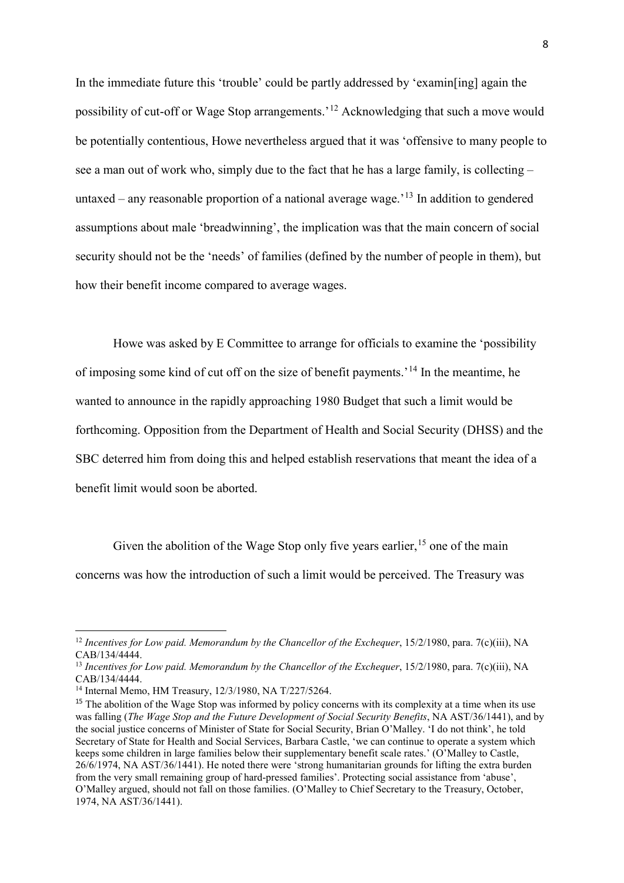In the immediate future this 'trouble' could be partly addressed by 'examin[ing] again the possibility of cut-off or Wage Stop arrangements.'[12] Acknowledging that such a move would be potentially contentious, Howe nevertheless argued that it was 'offensive to many people to see a man out of work who, simply due to the fact that he has a large family, is collecting – untaxed – any reasonable proportion of a national average wage.'[13] In addition to gendered assumptions about male 'breadwinning', the implication was that the main concern of social security should not be the 'needs' of families (defined by the number of people in them), but how their benefit income compared to average wages.

Howe was asked by E Committee to arrange for officials to examine the 'possibility of imposing some kind of cut off on the size of benefit payments.'[14] In the meantime, he wanted to announce in the rapidly approaching 1980 Budget that such a limit would be forthcoming. Opposition from the Department of Health and Social Security (DHSS) and the SBC deterred him from doing this and helped establish reservations that meant the idea of a benefit limit would soon be aborted.

Given the abolition of the Wage Stop only five years earlier,[15] one of the main concerns was how the introduction of such a limit would be perceived. The Treasury was

---

[12] *Incentives for Low paid. Memorandum by the Chancellor of the Exchequer*, 15/2/1980, para. 7(c)(iii), NA CAB/134/4444.

[13] *Incentives for Low paid. Memorandum by the Chancellor of the Exchequer*, 15/2/1980, para. 7(c)(iii), NA CAB/134/4444.

[14] Internal Memo, HM Treasury, 12/3/1980, NA T/227/5264.

[15] The abolition of the Wage Stop was informed by policy concerns with its complexity at a time when its use was falling (*The Wage Stop and the Future Development of Social Security Benefits*, NA AST/36/1441), and by the social justice concerns of Minister of State for Social Security, Brian O'Malley. 'I do not think', he told Secretary of State for Health and Social Services, Barbara Castle, 'we can continue to operate a system which keeps some children in large families below their supplementary benefit scale rates.' (O'Malley to Castle, 26/6/1974, NA AST/36/1441). He noted there were 'strong humanitarian grounds for lifting the extra burden from the very small remaining group of hard-pressed families'. Protecting social assistance from 'abuse', O'Malley argued, should not fall on those families. (O'Malley to Chief Secretary to the Treasury, October, 1974, NA AST/36/1441).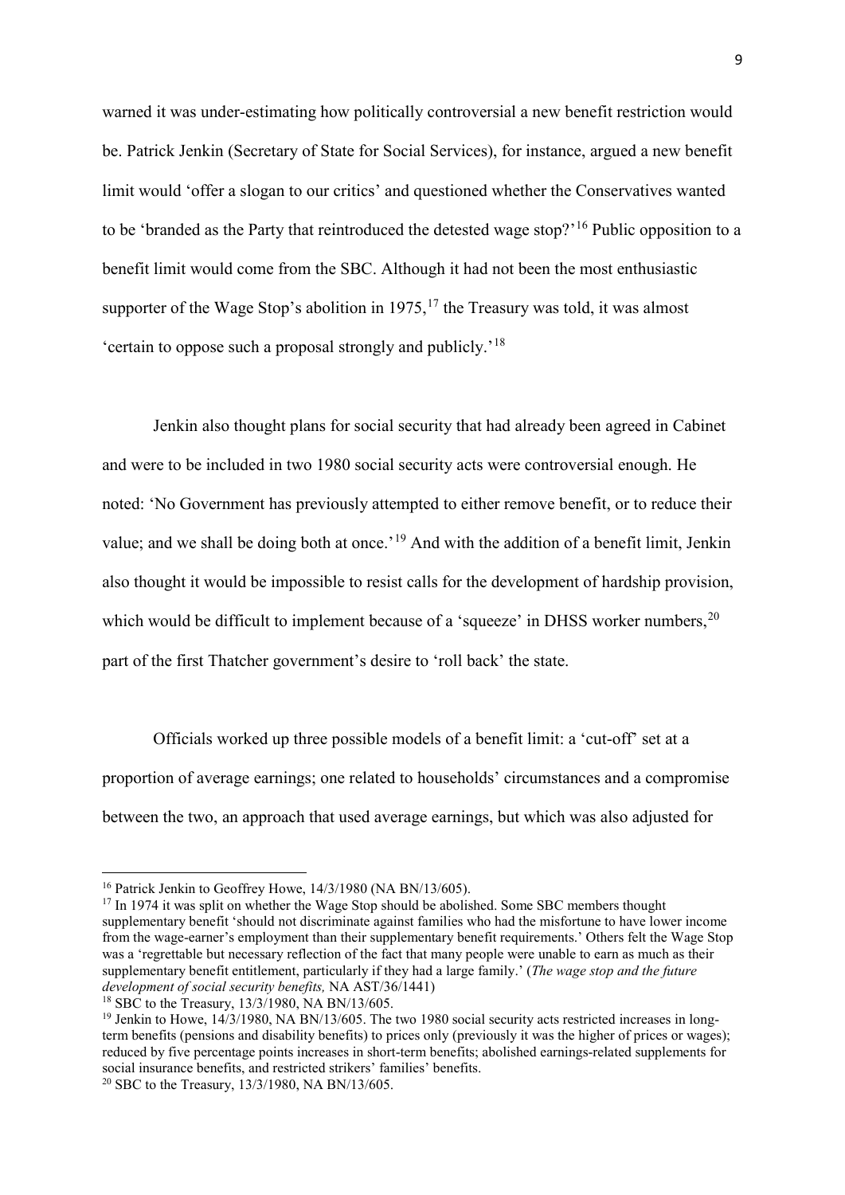warned it was under-estimating how politically controversial a new benefit restriction would be. Patrick Jenkin (Secretary of State for Social Services), for instance, argued a new benefit limit would 'offer a slogan to our critics' and questioned whether the Conservatives wanted to be 'branded as the Party that reintroduced the detested wage stop?'[16] Public opposition to a benefit limit would come from the SBC. Although it had not been the most enthusiastic supporter of the Wage Stop's abolition in 1975,[17] the Treasury was told, it was almost 'certain to oppose such a proposal strongly and publicly.'[18]

Jenkin also thought plans for social security that had already been agreed in Cabinet and were to be included in two 1980 social security acts were controversial enough. He noted: 'No Government has previously attempted to either remove benefit, or to reduce their value; and we shall be doing both at once.'[19] And with the addition of a benefit limit, Jenkin also thought it would be impossible to resist calls for the development of hardship provision, which would be difficult to implement because of a 'squeeze' in DHSS worker numbers,[20] part of the first Thatcher government's desire to 'roll back' the state.

Officials worked up three possible models of a benefit limit: a 'cut-off' set at a proportion of average earnings; one related to households' circumstances and a compromise between the two, an approach that used average earnings, but which was also adjusted for

---

[16] Patrick Jenkin to Geoffrey Howe, 14/3/1980 (NA BN/13/605).

[17] In 1974 it was split on whether the Wage Stop should be abolished. Some SBC members thought supplementary benefit 'should not discriminate against families who had the misfortune to have lower income from the wage-earner's employment than their supplementary benefit requirements.' Others felt the Wage Stop was a 'regrettable but necessary reflection of the fact that many people were unable to earn as much as their supplementary benefit entitlement, particularly if they had a large family.' (*The wage stop and the future development of social security benefits,* NA AST/36/1441)

[18] SBC to the Treasury, 13/3/1980, NA BN/13/605.

[19] Jenkin to Howe, 14/3/1980, NA BN/13/605. The two 1980 social security acts restricted increases in long-term benefits (pensions and disability benefits) to prices only (previously it was the higher of prices or wages); reduced by five percentage points increases in short-term benefits; abolished earnings-related supplements for social insurance benefits, and restricted strikers' families' benefits.

[20] SBC to the Treasury, 13/3/1980, NA BN/13/605.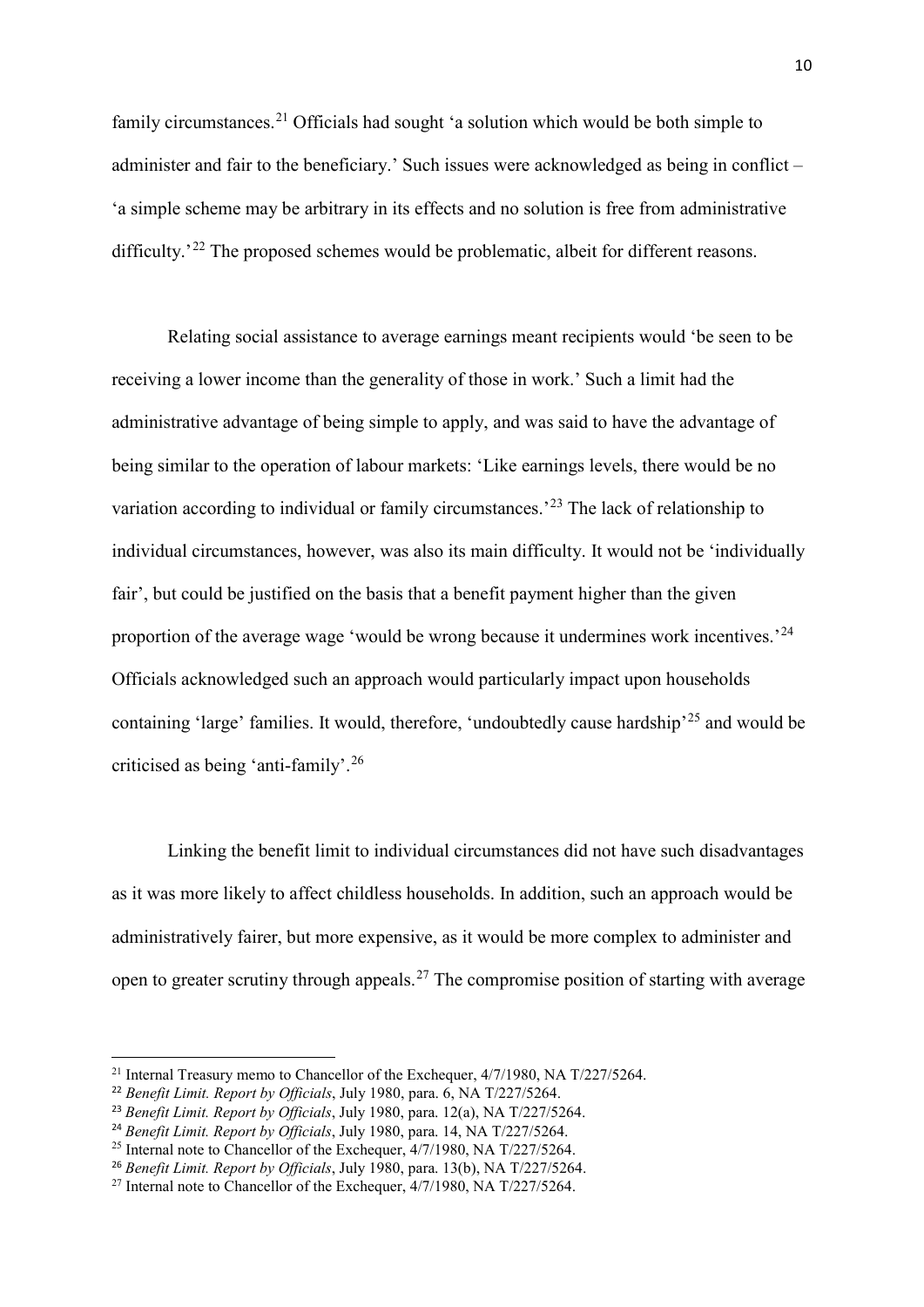family circumstances.[21] Officials had sought 'a solution which would be both simple to administer and fair to the beneficiary.' Such issues were acknowledged as being in conflict – 'a simple scheme may be arbitrary in its effects and no solution is free from administrative difficulty.'[22] The proposed schemes would be problematic, albeit for different reasons.

Relating social assistance to average earnings meant recipients would 'be seen to be receiving a lower income than the generality of those in work.' Such a limit had the administrative advantage of being simple to apply, and was said to have the advantage of being similar to the operation of labour markets: 'Like earnings levels, there would be no variation according to individual or family circumstances.'[23] The lack of relationship to individual circumstances, however, was also its main difficulty. It would not be 'individually fair', but could be justified on the basis that a benefit payment higher than the given proportion of the average wage 'would be wrong because it undermines work incentives.'[24] Officials acknowledged such an approach would particularly impact upon households containing 'large' families. It would, therefore, 'undoubtedly cause hardship'[25] and would be criticised as being 'anti-family'.[26]

Linking the benefit limit to individual circumstances did not have such disadvantages as it was more likely to affect childless households. In addition, such an approach would be administratively fairer, but more expensive, as it would be more complex to administer and open to greater scrutiny through appeals.[27] The compromise position of starting with average

---

[21] Internal Treasury memo to Chancellor of the Exchequer, 4/7/1980, NA T/227/5264.

[22] *Benefit Limit. Report by Officials*, July 1980, para. 6, NA T/227/5264.

[23] *Benefit Limit. Report by Officials*, July 1980, para. 12(a), NA T/227/5264.

[24] *Benefit Limit. Report by Officials*, July 1980, para. 14, NA T/227/5264.

[25] Internal note to Chancellor of the Exchequer, 4/7/1980, NA T/227/5264.

[26] *Benefit Limit. Report by Officials*, July 1980, para. 13(b), NA T/227/5264.

[27] Internal note to Chancellor of the Exchequer, 4/7/1980, NA T/227/5264.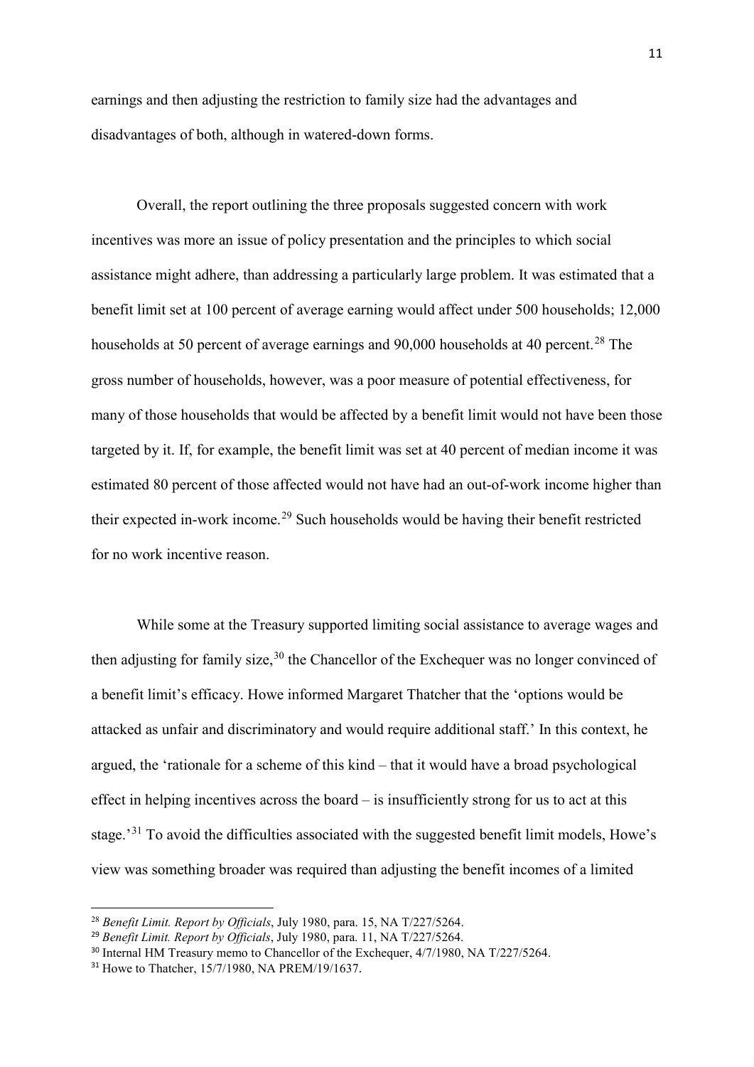earnings and then adjusting the restriction to family size had the advantages and disadvantages of both, although in watered-down forms.

Overall, the report outlining the three proposals suggested concern with work incentives was more an issue of policy presentation and the principles to which social assistance might adhere, than addressing a particularly large problem. It was estimated that a benefit limit set at 100 percent of average earning would affect under 500 households; 12,000 households at 50 percent of average earnings and 90,000 households at 40 percent.[28] The gross number of households, however, was a poor measure of potential effectiveness, for many of those households that would be affected by a benefit limit would not have been those targeted by it. If, for example, the benefit limit was set at 40 percent of median income it was estimated 80 percent of those affected would not have had an out-of-work income higher than their expected in-work income.[29] Such households would be having their benefit restricted for no work incentive reason.

While some at the Treasury supported limiting social assistance to average wages and then adjusting for family size,[30] the Chancellor of the Exchequer was no longer convinced of a benefit limit's efficacy. Howe informed Margaret Thatcher that the 'options would be attacked as unfair and discriminatory and would require additional staff.' In this context, he argued, the 'rationale for a scheme of this kind – that it would have a broad psychological effect in helping incentives across the board – is insufficiently strong for us to act at this stage.'[31] To avoid the difficulties associated with the suggested benefit limit models, Howe's view was something broader was required than adjusting the benefit incomes of a limited

---

[28] *Benefit Limit. Report by Officials*, July 1980, para. 15, NA T/227/5264.

[29] *Benefit Limit. Report by Officials*, July 1980, para. 11, NA T/227/5264.

[30] Internal HM Treasury memo to Chancellor of the Exchequer, 4/7/1980, NA T/227/5264.

[31] Howe to Thatcher, 15/7/1980, NA PREM/19/1637.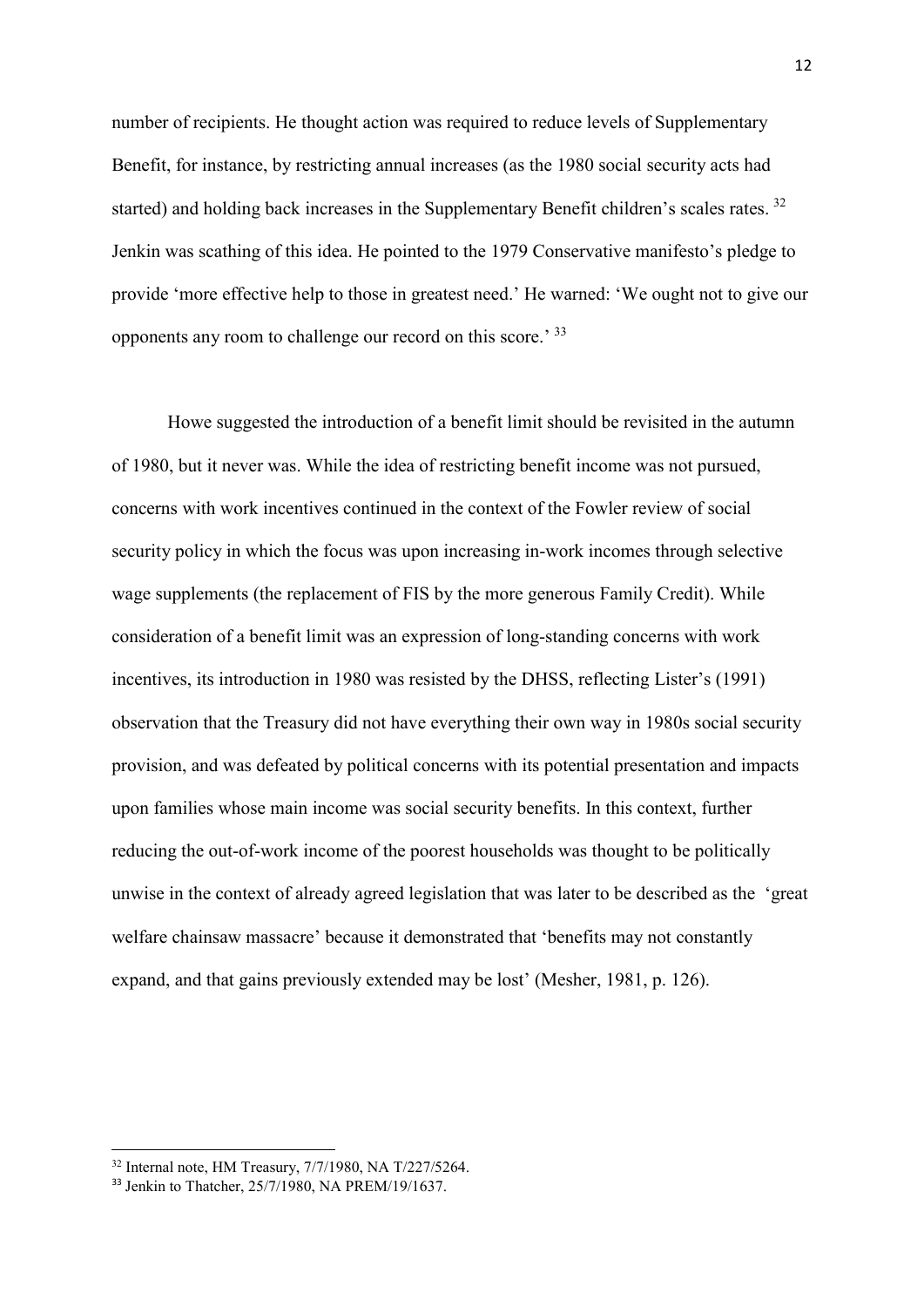number of recipients. He thought action was required to reduce levels of Supplementary Benefit, for instance, by restricting annual increases (as the 1980 social security acts had started) and holding back increases in the Supplementary Benefit children's scales rates. [32] Jenkin was scathing of this idea. He pointed to the 1979 Conservative manifesto's pledge to provide 'more effective help to those in greatest need.' He warned: 'We ought not to give our opponents any room to challenge our record on this score.' [33]

Howe suggested the introduction of a benefit limit should be revisited in the autumn of 1980, but it never was. While the idea of restricting benefit income was not pursued, concerns with work incentives continued in the context of the Fowler review of social security policy in which the focus was upon increasing in-work incomes through selective wage supplements (the replacement of FIS by the more generous Family Credit). While consideration of a benefit limit was an expression of long-standing concerns with work incentives, its introduction in 1980 was resisted by the DHSS, reflecting Lister's (1991) observation that the Treasury did not have everything their own way in 1980s social security provision, and was defeated by political concerns with its potential presentation and impacts upon families whose main income was social security benefits. In this context, further reducing the out-of-work income of the poorest households was thought to be politically unwise in the context of already agreed legislation that was later to be described as the 'great welfare chainsaw massacre' because it demonstrated that 'benefits may not constantly expand, and that gains previously extended may be lost' (Mesher, 1981, p. 126).

---

[32] Internal note, HM Treasury, 7/7/1980, NA T/227/5264.

[33] Jenkin to Thatcher, 25/7/1980, NA PREM/19/1637.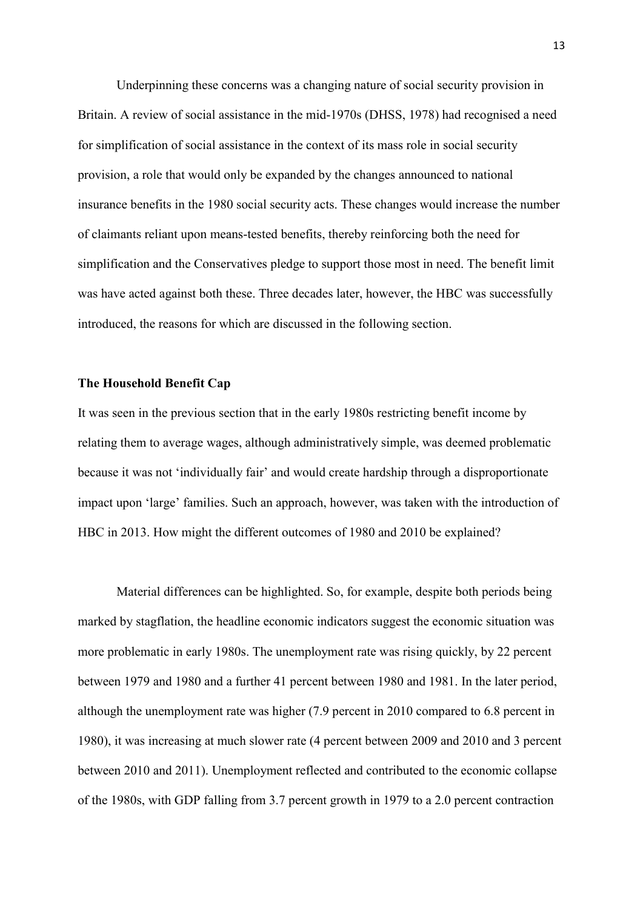Underpinning these concerns was a changing nature of social security provision in Britain. A review of social assistance in the mid-1970s (DHSS, 1978) had recognised a need for simplification of social assistance in the context of its mass role in social security provision, a role that would only be expanded by the changes announced to national insurance benefits in the 1980 social security acts. These changes would increase the number of claimants reliant upon means-tested benefits, thereby reinforcing both the need for simplification and the Conservatives pledge to support those most in need. The benefit limit was have acted against both these. Three decades later, however, the HBC was successfully introduced, the reasons for which are discussed in the following section.

## The Household Benefit Cap

It was seen in the previous section that in the early 1980s restricting benefit income by relating them to average wages, although administratively simple, was deemed problematic because it was not 'individually fair' and would create hardship through a disproportionate impact upon 'large' families. Such an approach, however, was taken with the introduction of HBC in 2013. How might the different outcomes of 1980 and 2010 be explained?

Material differences can be highlighted. So, for example, despite both periods being marked by stagflation, the headline economic indicators suggest the economic situation was more problematic in early 1980s. The unemployment rate was rising quickly, by 22 percent between 1979 and 1980 and a further 41 percent between 1980 and 1981. In the later period, although the unemployment rate was higher (7.9 percent in 2010 compared to 6.8 percent in 1980), it was increasing at much slower rate (4 percent between 2009 and 2010 and 3 percent between 2010 and 2011). Unemployment reflected and contributed to the economic collapse of the 1980s, with GDP falling from 3.7 percent growth in 1979 to a 2.0 percent contraction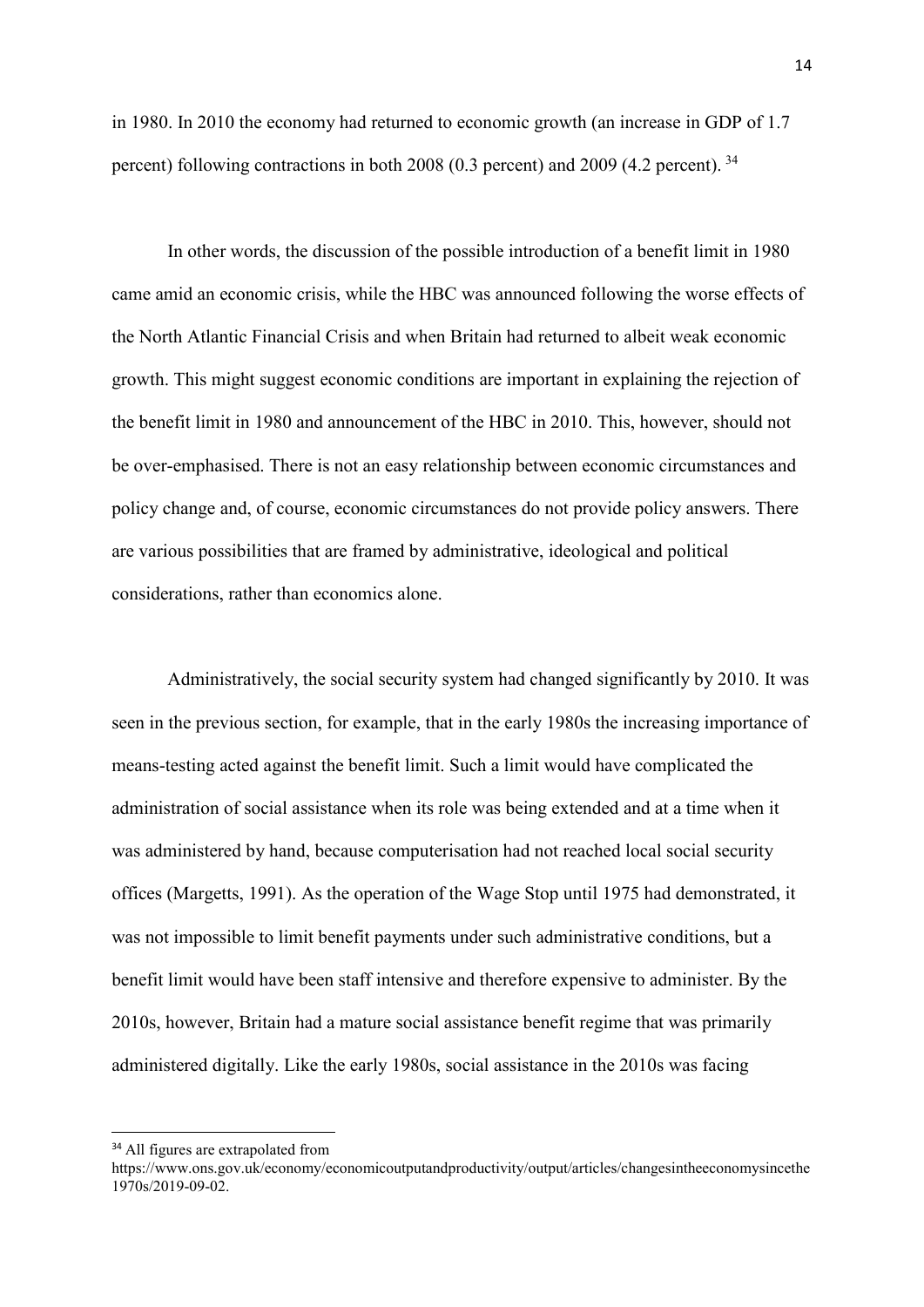in 1980. In 2010 the economy had returned to economic growth (an increase in GDP of 1.7 percent) following contractions in both 2008 (0.3 percent) and 2009 (4.2 percent). [34]

In other words, the discussion of the possible introduction of a benefit limit in 1980 came amid an economic crisis, while the HBC was announced following the worse effects of the North Atlantic Financial Crisis and when Britain had returned to albeit weak economic growth. This might suggest economic conditions are important in explaining the rejection of the benefit limit in 1980 and announcement of the HBC in 2010. This, however, should not be over-emphasised. There is not an easy relationship between economic circumstances and policy change and, of course, economic circumstances do not provide policy answers. There are various possibilities that are framed by administrative, ideological and political considerations, rather than economics alone.

Administratively, the social security system had changed significantly by 2010. It was seen in the previous section, for example, that in the early 1980s the increasing importance of means-testing acted against the benefit limit. Such a limit would have complicated the administration of social assistance when its role was being extended and at a time when it was administered by hand, because computerisation had not reached local social security offices (Margetts, 1991). As the operation of the Wage Stop until 1975 had demonstrated, it was not impossible to limit benefit payments under such administrative conditions, but a benefit limit would have been staff intensive and therefore expensive to administer. By the 2010s, however, Britain had a mature social assistance benefit regime that was primarily administered digitally. Like the early 1980s, social assistance in the 2010s was facing

[34] All figures are extrapolated from https://www.ons.gov.uk/economy/economicoutputandproductivity/output/articles/changesintheeconomysincethe1970s/2019-09-02.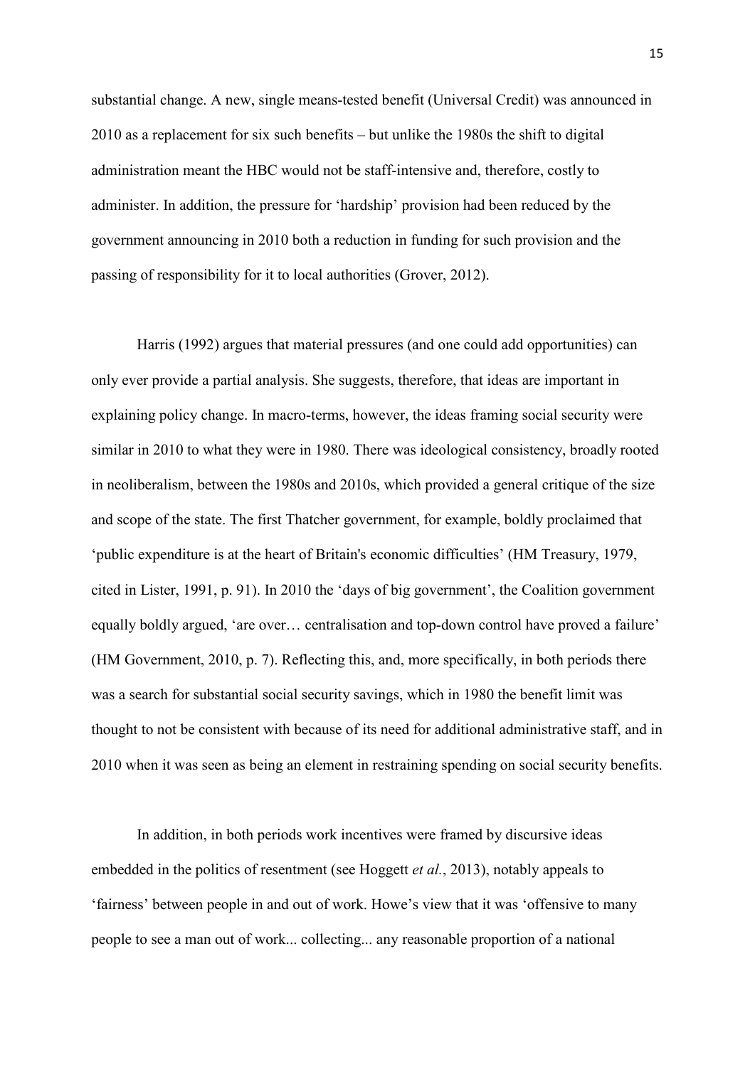substantial change. A new, single means-tested benefit (Universal Credit) was announced in 2010 as a replacement for six such benefits – but unlike the 1980s the shift to digital administration meant the HBC would not be staff-intensive and, therefore, costly to administer. In addition, the pressure for 'hardship' provision had been reduced by the government announcing in 2010 both a reduction in funding for such provision and the passing of responsibility for it to local authorities (Grover, 2012).

Harris (1992) argues that material pressures (and one could add opportunities) can only ever provide a partial analysis. She suggests, therefore, that ideas are important in explaining policy change. In macro-terms, however, the ideas framing social security were similar in 2010 to what they were in 1980. There was ideological consistency, broadly rooted in neoliberalism, between the 1980s and 2010s, which provided a general critique of the size and scope of the state. The first Thatcher government, for example, boldly proclaimed that 'public expenditure is at the heart of Britain's economic difficulties' (HM Treasury, 1979, cited in Lister, 1991, p. 91). In 2010 the 'days of big government', the Coalition government equally boldly argued, 'are over… centralisation and top-down control have proved a failure' (HM Government, 2010, p. 7). Reflecting this, and, more specifically, in both periods there was a search for substantial social security savings, which in 1980 the benefit limit was thought to not be consistent with because of its need for additional administrative staff, and in 2010 when it was seen as being an element in restraining spending on social security benefits.

In addition, in both periods work incentives were framed by discursive ideas embedded in the politics of resentment (see Hoggett *et al.*, 2013), notably appeals to 'fairness' between people in and out of work. Howe's view that it was 'offensive to many people to see a man out of work... collecting... any reasonable proportion of a national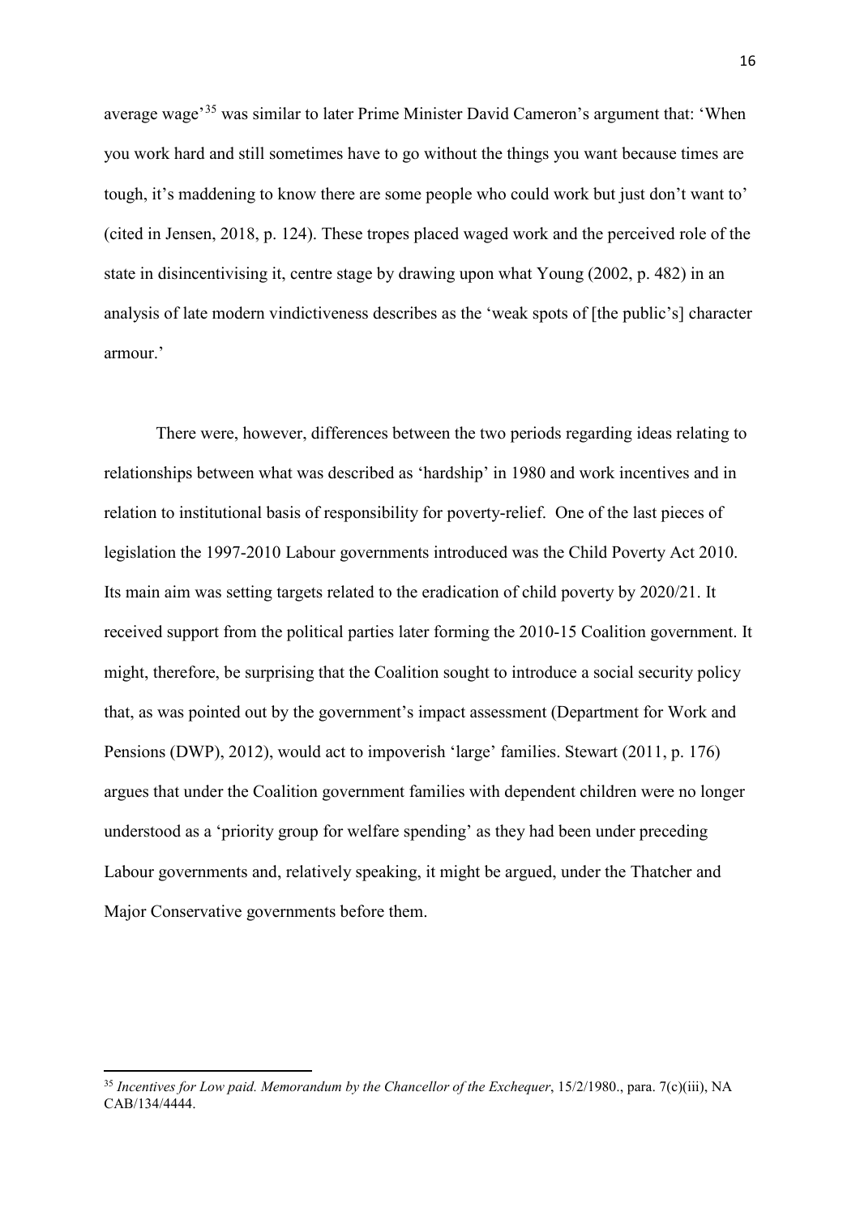average wage'[35] was similar to later Prime Minister David Cameron's argument that: 'When you work hard and still sometimes have to go without the things you want because times are tough, it's maddening to know there are some people who could work but just don't want to' (cited in Jensen, 2018, p. 124). These tropes placed waged work and the perceived role of the state in disincentivising it, centre stage by drawing upon what Young (2002, p. 482) in an analysis of late modern vindictiveness describes as the 'weak spots of [the public's] character armour.'

There were, however, differences between the two periods regarding ideas relating to relationships between what was described as 'hardship' in 1980 and work incentives and in relation to institutional basis of responsibility for poverty-relief. One of the last pieces of legislation the 1997-2010 Labour governments introduced was the Child Poverty Act 2010. Its main aim was setting targets related to the eradication of child poverty by 2020/21. It received support from the political parties later forming the 2010-15 Coalition government. It might, therefore, be surprising that the Coalition sought to introduce a social security policy that, as was pointed out by the government's impact assessment (Department for Work and Pensions (DWP), 2012), would act to impoverish 'large' families. Stewart (2011, p. 176) argues that under the Coalition government families with dependent children were no longer understood as a 'priority group for welfare spending' as they had been under preceding Labour governments and, relatively speaking, it might be argued, under the Thatcher and Major Conservative governments before them.

---

[35] *Incentives for Low paid. Memorandum by the Chancellor of the Exchequer*, 15/2/1980., para. 7(c)(iii), NA CAB/134/4444.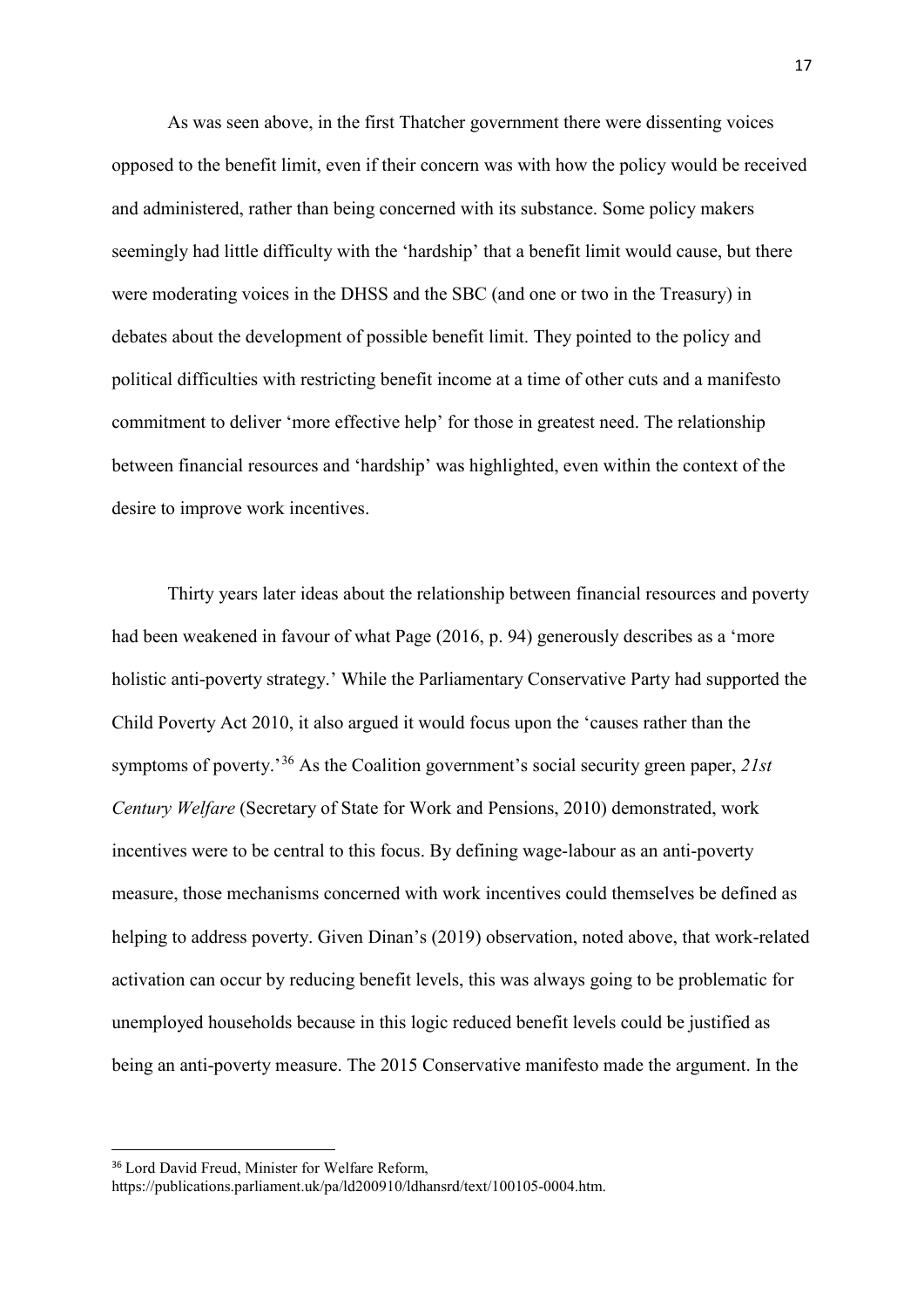As was seen above, in the first Thatcher government there were dissenting voices opposed to the benefit limit, even if their concern was with how the policy would be received and administered, rather than being concerned with its substance. Some policy makers seemingly had little difficulty with the 'hardship' that a benefit limit would cause, but there were moderating voices in the DHSS and the SBC (and one or two in the Treasury) in debates about the development of possible benefit limit. They pointed to the policy and political difficulties with restricting benefit income at a time of other cuts and a manifesto commitment to deliver 'more effective help' for those in greatest need. The relationship between financial resources and 'hardship' was highlighted, even within the context of the desire to improve work incentives.

Thirty years later ideas about the relationship between financial resources and poverty had been weakened in favour of what Page (2016, p. 94) generously describes as a 'more holistic anti-poverty strategy.' While the Parliamentary Conservative Party had supported the Child Poverty Act 2010, it also argued it would focus upon the 'causes rather than the symptoms of poverty.'[36] As the Coalition government's social security green paper, *21st Century Welfare* (Secretary of State for Work and Pensions, 2010) demonstrated, work incentives were to be central to this focus. By defining wage-labour as an anti-poverty measure, those mechanisms concerned with work incentives could themselves be defined as helping to address poverty. Given Dinan's (2019) observation, noted above, that work-related activation can occur by reducing benefit levels, this was always going to be problematic for unemployed households because in this logic reduced benefit levels could be justified as being an anti-poverty measure. The 2015 Conservative manifesto made the argument. In the

[36] Lord David Freud, Minister for Welfare Reform, https://publications.parliament.uk/pa/ld200910/ldhansrd/text/100105-0004.htm.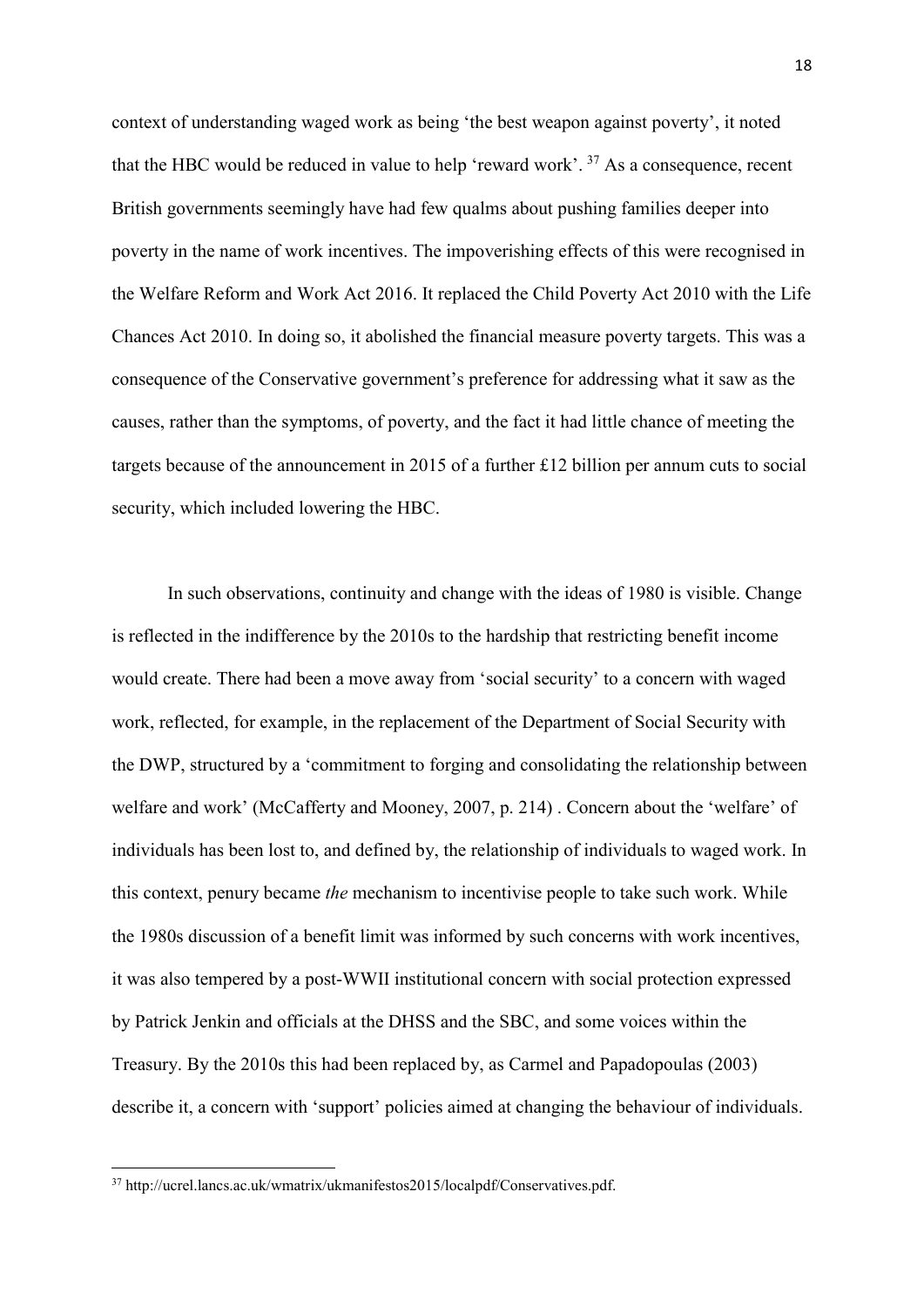context of understanding waged work as being 'the best weapon against poverty', it noted that the HBC would be reduced in value to help 'reward work'. [37] As a consequence, recent British governments seemingly have had few qualms about pushing families deeper into poverty in the name of work incentives. The impoverishing effects of this were recognised in the Welfare Reform and Work Act 2016. It replaced the Child Poverty Act 2010 with the Life Chances Act 2010. In doing so, it abolished the financial measure poverty targets. This was a consequence of the Conservative government's preference for addressing what it saw as the causes, rather than the symptoms, of poverty, and the fact it had little chance of meeting the targets because of the announcement in 2015 of a further £12 billion per annum cuts to social security, which included lowering the HBC.

In such observations, continuity and change with the ideas of 1980 is visible. Change is reflected in the indifference by the 2010s to the hardship that restricting benefit income would create. There had been a move away from 'social security' to a concern with waged work, reflected, for example, in the replacement of the Department of Social Security with the DWP, structured by a 'commitment to forging and consolidating the relationship between welfare and work' (McCafferty and Mooney, 2007, p. 214) . Concern about the 'welfare' of individuals has been lost to, and defined by, the relationship of individuals to waged work. In this context, penury became *the* mechanism to incentivise people to take such work. While the 1980s discussion of a benefit limit was informed by such concerns with work incentives, it was also tempered by a post-WWII institutional concern with social protection expressed by Patrick Jenkin and officials at the DHSS and the SBC, and some voices within the Treasury. By the 2010s this had been replaced by, as Carmel and Papadopoulas (2003) describe it, a concern with 'support' policies aimed at changing the behaviour of individuals.

[37] http://ucrel.lancs.ac.uk/wmatrix/ukmanifestos2015/localpdf/Conservatives.pdf.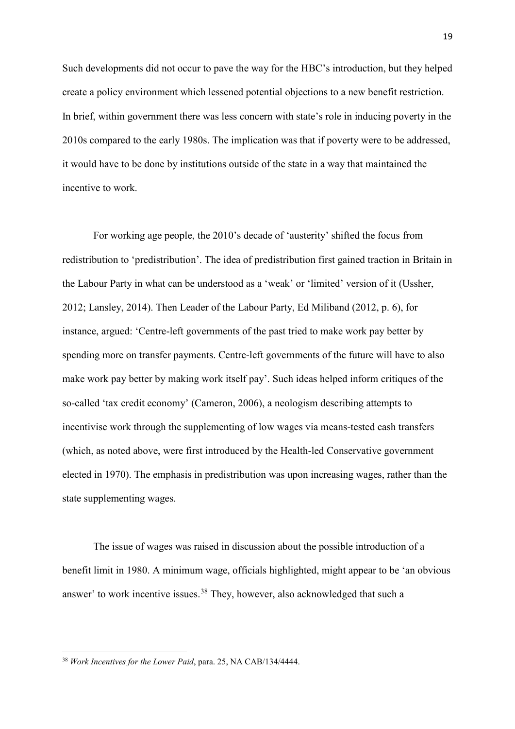Such developments did not occur to pave the way for the HBC's introduction, but they helped create a policy environment which lessened potential objections to a new benefit restriction. In brief, within government there was less concern with state's role in inducing poverty in the 2010s compared to the early 1980s. The implication was that if poverty were to be addressed, it would have to be done by institutions outside of the state in a way that maintained the incentive to work.

For working age people, the 2010's decade of 'austerity' shifted the focus from redistribution to 'predistribution'. The idea of predistribution first gained traction in Britain in the Labour Party in what can be understood as a 'weak' or 'limited' version of it (Ussher, 2012; Lansley, 2014). Then Leader of the Labour Party, Ed Miliband (2012, p. 6), for instance, argued: 'Centre-left governments of the past tried to make work pay better by spending more on transfer payments. Centre-left governments of the future will have to also make work pay better by making work itself pay'. Such ideas helped inform critiques of the so-called 'tax credit economy' (Cameron, 2006), a neologism describing attempts to incentivise work through the supplementing of low wages via means-tested cash transfers (which, as noted above, were first introduced by the Health-led Conservative government elected in 1970). The emphasis in predistribution was upon increasing wages, rather than the state supplementing wages.

The issue of wages was raised in discussion about the possible introduction of a benefit limit in 1980. A minimum wage, officials highlighted, might appear to be 'an obvious answer' to work incentive issues.[38] They, however, also acknowledged that such a

[38] *Work Incentives for the Lower Paid*, para. 25, NA CAB/134/4444.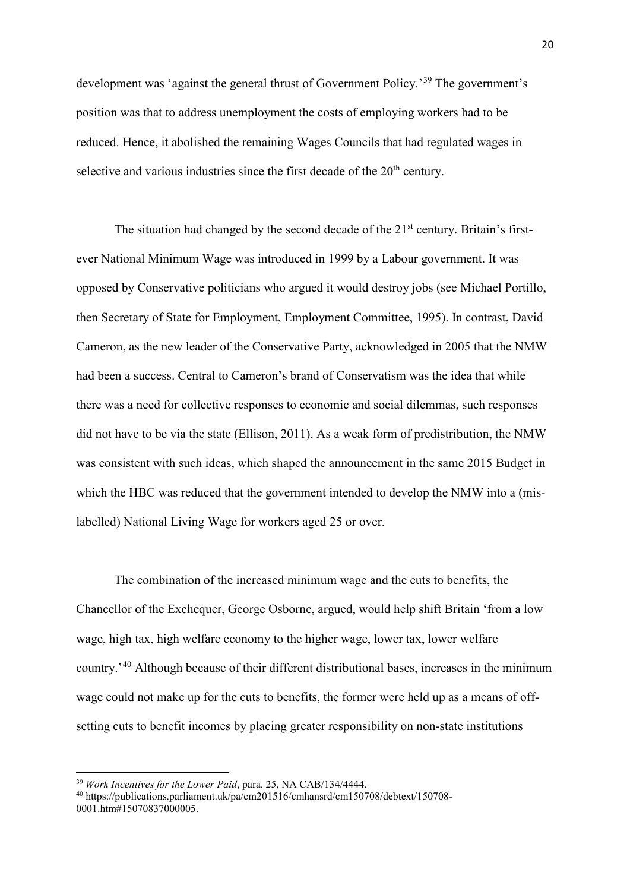development was 'against the general thrust of Government Policy.'[39] The government's position was that to address unemployment the costs of employing workers had to be reduced. Hence, it abolished the remaining Wages Councils that had regulated wages in selective and various industries since the first decade of the 20th century.

The situation had changed by the second decade of the 21st century. Britain's first-ever National Minimum Wage was introduced in 1999 by a Labour government. It was opposed by Conservative politicians who argued it would destroy jobs (see Michael Portillo, then Secretary of State for Employment, Employment Committee, 1995). In contrast, David Cameron, as the new leader of the Conservative Party, acknowledged in 2005 that the NMW had been a success. Central to Cameron's brand of Conservatism was the idea that while there was a need for collective responses to economic and social dilemmas, such responses did not have to be via the state (Ellison, 2011). As a weak form of predistribution, the NMW was consistent with such ideas, which shaped the announcement in the same 2015 Budget in which the HBC was reduced that the government intended to develop the NMW into a (mis-labelled) National Living Wage for workers aged 25 or over.

The combination of the increased minimum wage and the cuts to benefits, the Chancellor of the Exchequer, George Osborne, argued, would help shift Britain 'from a low wage, high tax, high welfare economy to the higher wage, lower tax, lower welfare country.'[40] Although because of their different distributional bases, increases in the minimum wage could not make up for the cuts to benefits, the former were held up as a means of off-setting cuts to benefit incomes by placing greater responsibility on non-state institutions

---

[39] *Work Incentives for the Lower Paid*, para. 25, NA CAB/134/4444.

[40] https://publications.parliament.uk/pa/cm201516/cmhansrd/cm150708/debtext/150708-0001.htm#15070837000005.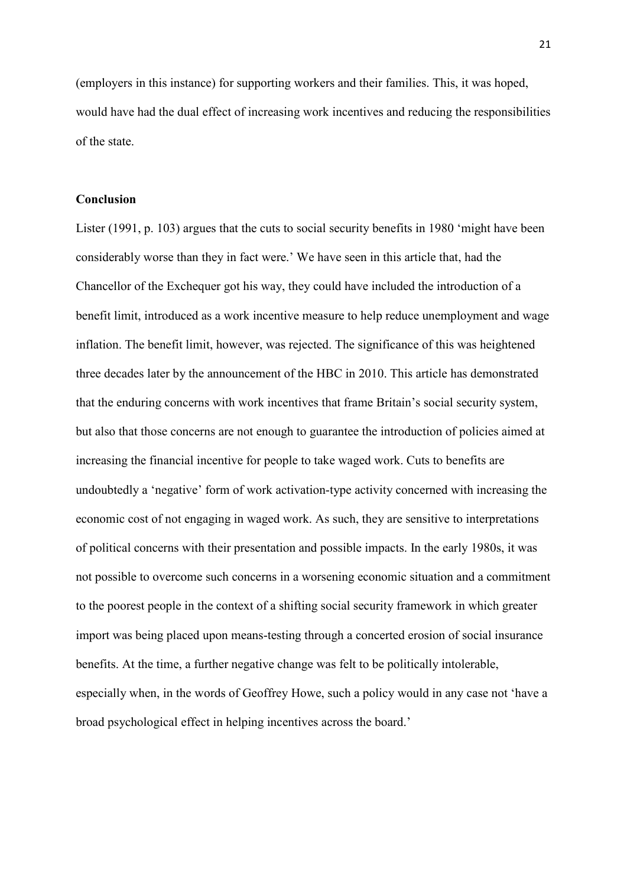(employers in this instance) for supporting workers and their families. This, it was hoped, would have had the dual effect of increasing work incentives and reducing the responsibilities of the state.

## Conclusion

Lister (1991, p. 103) argues that the cuts to social security benefits in 1980 'might have been considerably worse than they in fact were.' We have seen in this article that, had the Chancellor of the Exchequer got his way, they could have included the introduction of a benefit limit, introduced as a work incentive measure to help reduce unemployment and wage inflation. The benefit limit, however, was rejected. The significance of this was heightened three decades later by the announcement of the HBC in 2010. This article has demonstrated that the enduring concerns with work incentives that frame Britain's social security system, but also that those concerns are not enough to guarantee the introduction of policies aimed at increasing the financial incentive for people to take waged work. Cuts to benefits are undoubtedly a 'negative' form of work activation-type activity concerned with increasing the economic cost of not engaging in waged work. As such, they are sensitive to interpretations of political concerns with their presentation and possible impacts. In the early 1980s, it was not possible to overcome such concerns in a worsening economic situation and a commitment to the poorest people in the context of a shifting social security framework in which greater import was being placed upon means-testing through a concerted erosion of social insurance benefits. At the time, a further negative change was felt to be politically intolerable, especially when, in the words of Geoffrey Howe, such a policy would in any case not 'have a broad psychological effect in helping incentives across the board.'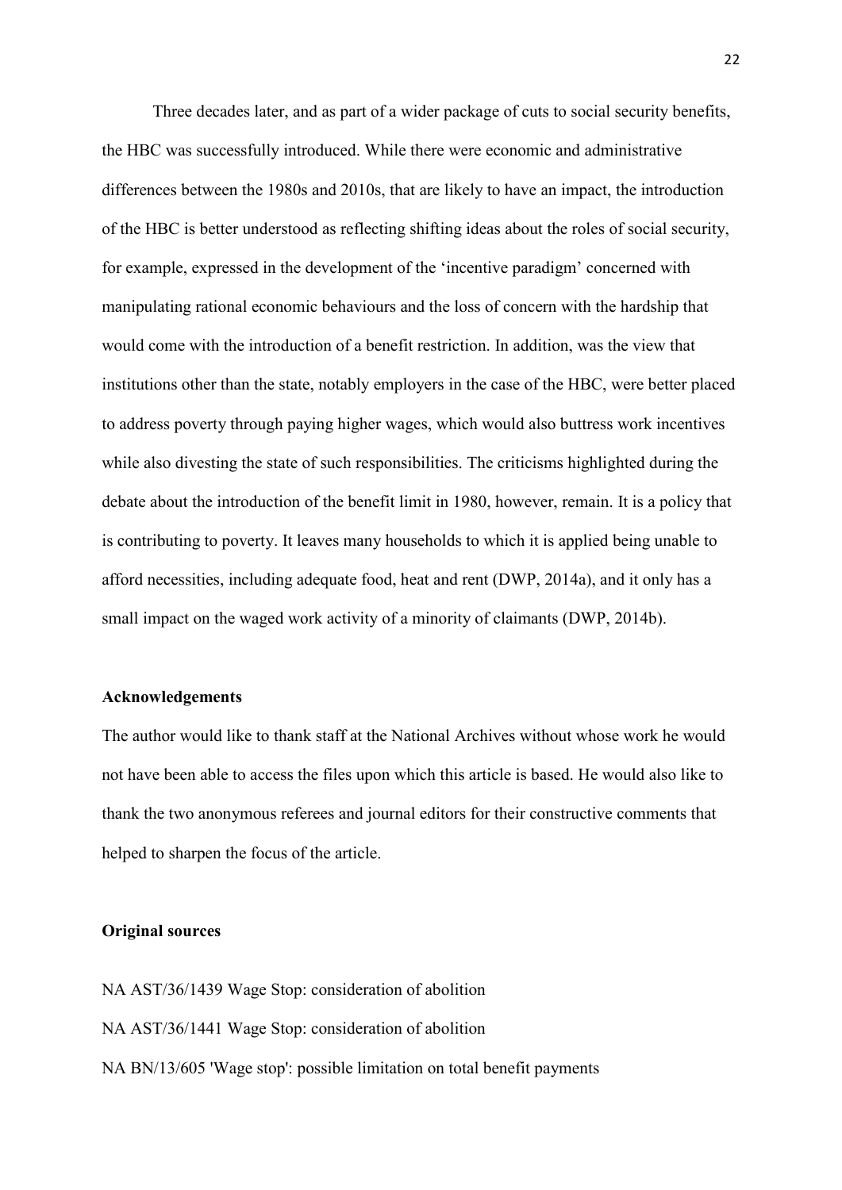Three decades later, and as part of a wider package of cuts to social security benefits, the HBC was successfully introduced. While there were economic and administrative differences between the 1980s and 2010s, that are likely to have an impact, the introduction of the HBC is better understood as reflecting shifting ideas about the roles of social security, for example, expressed in the development of the 'incentive paradigm' concerned with manipulating rational economic behaviours and the loss of concern with the hardship that would come with the introduction of a benefit restriction. In addition, was the view that institutions other than the state, notably employers in the case of the HBC, were better placed to address poverty through paying higher wages, which would also buttress work incentives while also divesting the state of such responsibilities. The criticisms highlighted during the debate about the introduction of the benefit limit in 1980, however, remain. It is a policy that is contributing to poverty. It leaves many households to which it is applied being unable to afford necessities, including adequate food, heat and rent (DWP, 2014a), and it only has a small impact on the waged work activity of a minority of claimants (DWP, 2014b).

**Acknowledgements**

The author would like to thank staff at the National Archives without whose work he would not have been able to access the files upon which this article is based. He would also like to thank the two anonymous referees and journal editors for their constructive comments that helped to sharpen the focus of the article.

**Original sources**

NA AST/36/1439 Wage Stop: consideration of abolition

NA AST/36/1441 Wage Stop: consideration of abolition

NA BN/13/605 'Wage stop': possible limitation on total benefit payments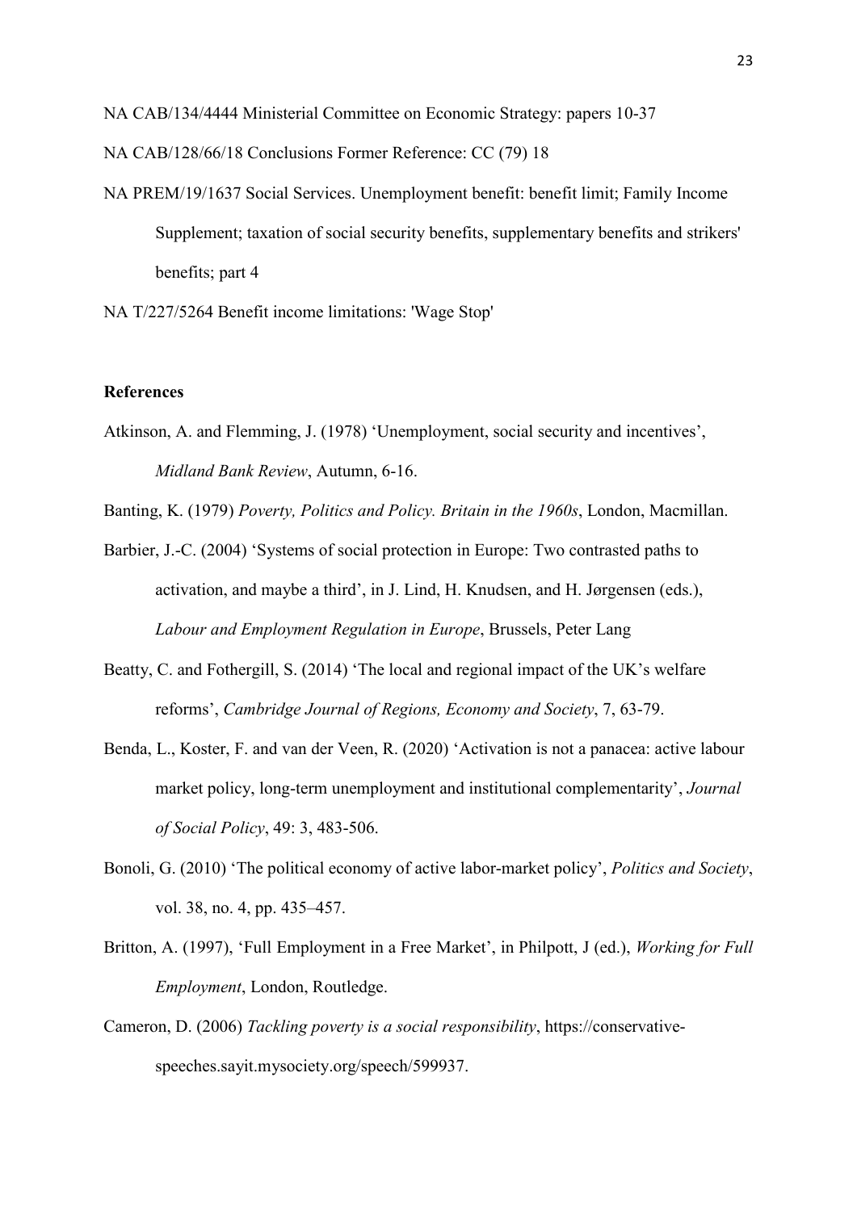NA CAB/134/4444 Ministerial Committee on Economic Strategy: papers 10-37

NA CAB/128/66/18 Conclusions Former Reference: CC (79) 18

NA PREM/19/1637 Social Services. Unemployment benefit: benefit limit; Family Income Supplement; taxation of social security benefits, supplementary benefits and strikers' benefits; part 4

NA T/227/5264 Benefit income limitations: 'Wage Stop'

**References**

Atkinson, A. and Flemming, J. (1978) 'Unemployment, social security and incentives', *Midland Bank Review*, Autumn, 6-16.

Banting, K. (1979) *Poverty, Politics and Policy. Britain in the 1960s*, London, Macmillan.

Barbier, J.-C. (2004) 'Systems of social protection in Europe: Two contrasted paths to activation, and maybe a third', in J. Lind, H. Knudsen, and H. Jørgensen (eds.), *Labour and Employment Regulation in Europe*, Brussels, Peter Lang

Beatty, C. and Fothergill, S. (2014) 'The local and regional impact of the UK's welfare reforms', *Cambridge Journal of Regions, Economy and Society*, 7, 63-79.

Benda, L., Koster, F. and van der Veen, R. (2020) 'Activation is not a panacea: active labour market policy, long-term unemployment and institutional complementarity', *Journal of Social Policy*, 49: 3, 483-506.

Bonoli, G. (2010) 'The political economy of active labor-market policy', *Politics and Society*, vol. 38, no. 4, pp. 435–457.

Britton, A. (1997), 'Full Employment in a Free Market', in Philpott, J (ed.), *Working for Full Employment*, London, Routledge.

Cameron, D. (2006) *Tackling poverty is a social responsibility*, https://conservative-speeches.sayit.mysociety.org/speech/599937.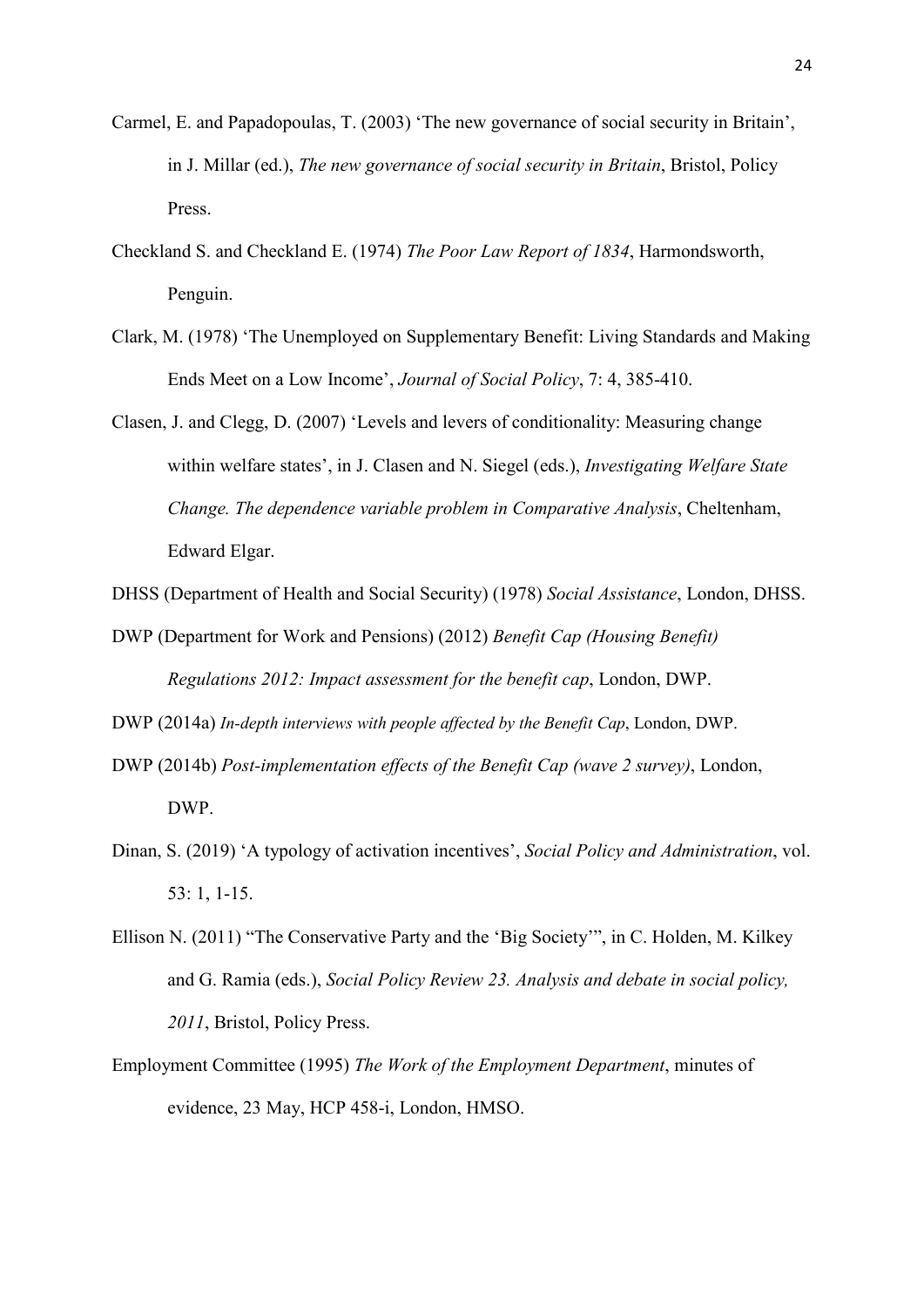Carmel, E. and Papadopoulas, T. (2003) ‘The new governance of social security in Britain’, in J. Millar (ed.), *The new governance of social security in Britain*, Bristol, Policy Press.

Checkland S. and Checkland E. (1974) *The Poor Law Report of 1834*, Harmondsworth, Penguin.

Clark, M. (1978) ‘The Unemployed on Supplementary Benefit: Living Standards and Making Ends Meet on a Low Income’, *Journal of Social Policy*, 7: 4, 385-410.

Clasen, J. and Clegg, D. (2007) ‘Levels and levers of conditionality: Measuring change within welfare states’, in J. Clasen and N. Siegel (eds.), *Investigating Welfare State Change. The dependence variable problem in Comparative Analysis*, Cheltenham, Edward Elgar.

DHSS (Department of Health and Social Security) (1978) *Social Assistance*, London, DHSS.

DWP (Department for Work and Pensions) (2012) *Benefit Cap (Housing Benefit) Regulations 2012: Impact assessment for the benefit cap*, London, DWP.

DWP (2014a) *In-depth interviews with people affected by the Benefit Cap*, London, DWP.

DWP (2014b) *Post-implementation effects of the Benefit Cap (wave 2 survey)*, London, DWP.

Dinan, S. (2019) ‘A typology of activation incentives’, *Social Policy and Administration*, vol. 53: 1, 1-15.

Ellison N. (2011) “The Conservative Party and the ‘Big Society’”, in C. Holden, M. Kilkey and G. Ramia (eds.), *Social Policy Review 23. Analysis and debate in social policy, 2011*, Bristol, Policy Press.

Employment Committee (1995) *The Work of the Employment Department*, minutes of evidence, 23 May, HCP 458-i, London, HMSO.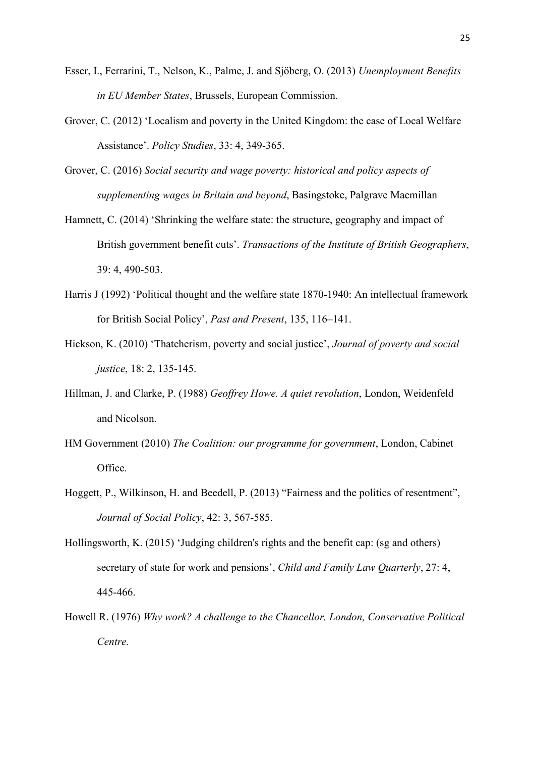Esser, I., Ferrarini, T., Nelson, K., Palme, J. and Sjöberg, O. (2013) *Unemployment Benefits in EU Member States*, Brussels, European Commission.

Grover, C. (2012) 'Localism and poverty in the United Kingdom: the case of Local Welfare Assistance'. *Policy Studies*, 33: 4, 349-365.

Grover, C. (2016) *Social security and wage poverty: historical and policy aspects of supplementing wages in Britain and beyond*, Basingstoke, Palgrave Macmillan

Hamnett, C. (2014) 'Shrinking the welfare state: the structure, geography and impact of British government benefit cuts'. *Transactions of the Institute of British Geographers*, 39: 4, 490-503.

Harris J (1992) 'Political thought and the welfare state 1870-1940: An intellectual framework for British Social Policy', *Past and Present*, 135, 116–141.

Hickson, K. (2010) 'Thatcherism, poverty and social justice', *Journal of poverty and social justice*, 18: 2, 135-145.

Hillman, J. and Clarke, P. (1988) *Geoffrey Howe. A quiet revolution*, London, Weidenfeld and Nicolson.

HM Government (2010) *The Coalition: our programme for government*, London, Cabinet Office.

Hoggett, P., Wilkinson, H. and Beedell, P. (2013) "Fairness and the politics of resentment", *Journal of Social Policy*, 42: 3, 567-585.

Hollingsworth, K. (2015) 'Judging children's rights and the benefit cap: (sg and others) secretary of state for work and pensions', *Child and Family Law Quarterly*, 27: 4, 445-466.

Howell R. (1976) *Why work? A challenge to the Chancellor, London, Conservative Political Centre.*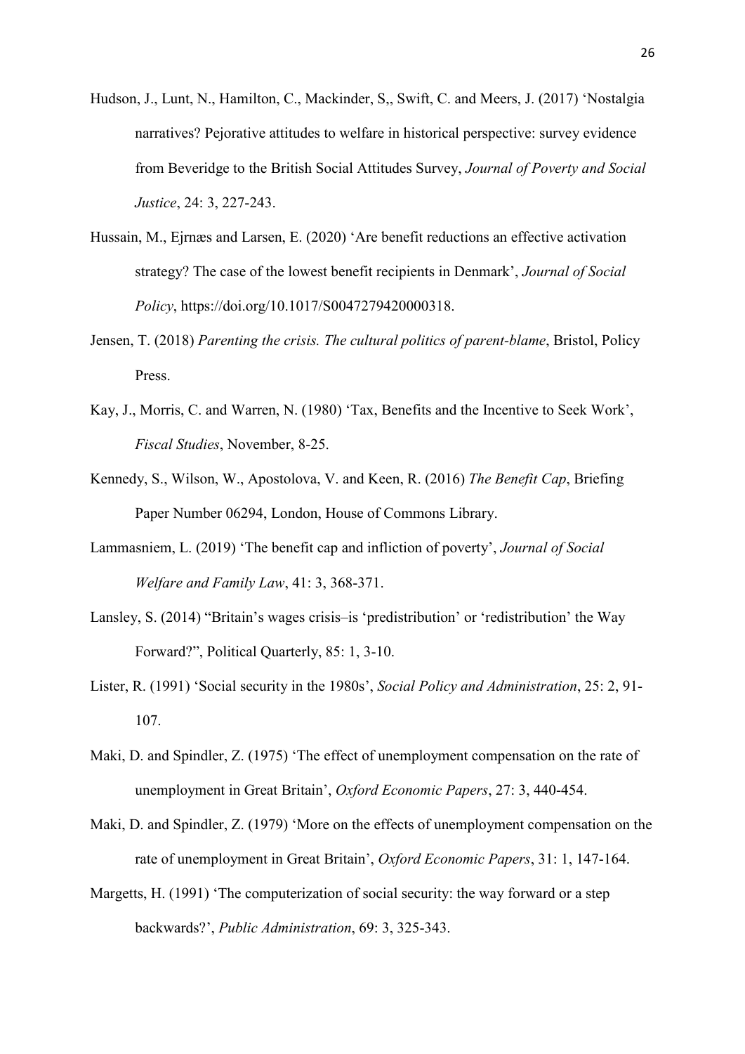Hudson, J., Lunt, N., Hamilton, C., Mackinder, S,, Swift, C. and Meers, J. (2017) 'Nostalgia narratives? Pejorative attitudes to welfare in historical perspective: survey evidence from Beveridge to the British Social Attitudes Survey, *Journal of Poverty and Social Justice*, 24: 3, 227-243.

Hussain, M., Ejrnæs and Larsen, E. (2020) 'Are benefit reductions an effective activation strategy? The case of the lowest benefit recipients in Denmark', *Journal of Social Policy*, https://doi.org/10.1017/S0047279420000318.

Jensen, T. (2018) *Parenting the crisis. The cultural politics of parent-blame*, Bristol, Policy Press.

Kay, J., Morris, C. and Warren, N. (1980) 'Tax, Benefits and the Incentive to Seek Work', *Fiscal Studies*, November, 8-25.

Kennedy, S., Wilson, W., Apostolova, V. and Keen, R. (2016) *The Benefit Cap*, Briefing Paper Number 06294, London, House of Commons Library.

Lammasniem, L. (2019) 'The benefit cap and infliction of poverty', *Journal of Social Welfare and Family Law*, 41: 3, 368-371.

Lansley, S. (2014) "Britain's wages crisis–is 'predistribution' or 'redistribution' the Way Forward?", Political Quarterly, 85: 1, 3-10.

Lister, R. (1991) 'Social security in the 1980s', *Social Policy and Administration*, 25: 2, 91-107.

Maki, D. and Spindler, Z. (1975) 'The effect of unemployment compensation on the rate of unemployment in Great Britain', *Oxford Economic Papers*, 27: 3, 440-454.

Maki, D. and Spindler, Z. (1979) 'More on the effects of unemployment compensation on the rate of unemployment in Great Britain', *Oxford Economic Papers*, 31: 1, 147-164.

Margetts, H. (1991) 'The computerization of social security: the way forward or a step backwards?', *Public Administration*, 69: 3, 325-343.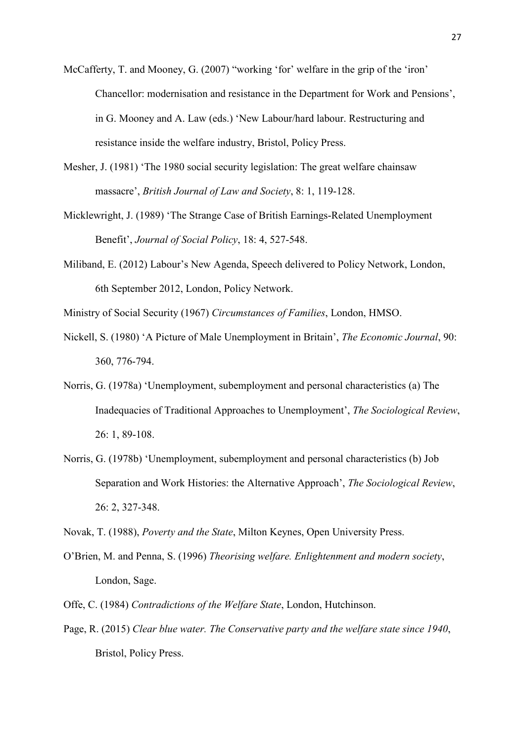McCafferty, T. and Mooney, G. (2007) "working 'for' welfare in the grip of the 'iron' Chancellor: modernisation and resistance in the Department for Work and Pensions', in G. Mooney and A. Law (eds.) 'New Labour/hard labour. Restructuring and resistance inside the welfare industry, Bristol, Policy Press.

Mesher, J. (1981) 'The 1980 social security legislation: The great welfare chainsaw massacre', *British Journal of Law and Society*, 8: 1, 119-128.

Micklewright, J. (1989) 'The Strange Case of British Earnings-Related Unemployment Benefit', *Journal of Social Policy*, 18: 4, 527-548.

Miliband, E. (2012) Labour's New Agenda, Speech delivered to Policy Network, London, 6th September 2012, London, Policy Network.

Ministry of Social Security (1967) *Circumstances of Families*, London, HMSO.

Nickell, S. (1980) 'A Picture of Male Unemployment in Britain', *The Economic Journal*, 90: 360, 776-794.

Norris, G. (1978a) 'Unemployment, subemployment and personal characteristics (a) The Inadequacies of Traditional Approaches to Unemployment', *The Sociological Review*, 26: 1, 89-108.

Norris, G. (1978b) 'Unemployment, subemployment and personal characteristics (b) Job Separation and Work Histories: the Alternative Approach', *The Sociological Review*, 26: 2, 327-348.

Novak, T. (1988), *Poverty and the State*, Milton Keynes, Open University Press.

O'Brien, M. and Penna, S. (1996) *Theorising welfare. Enlightenment and modern society*, London, Sage.

Offe, C. (1984) *Contradictions of the Welfare State*, London, Hutchinson.

Page, R. (2015) *Clear blue water. The Conservative party and the welfare state since 1940*, Bristol, Policy Press.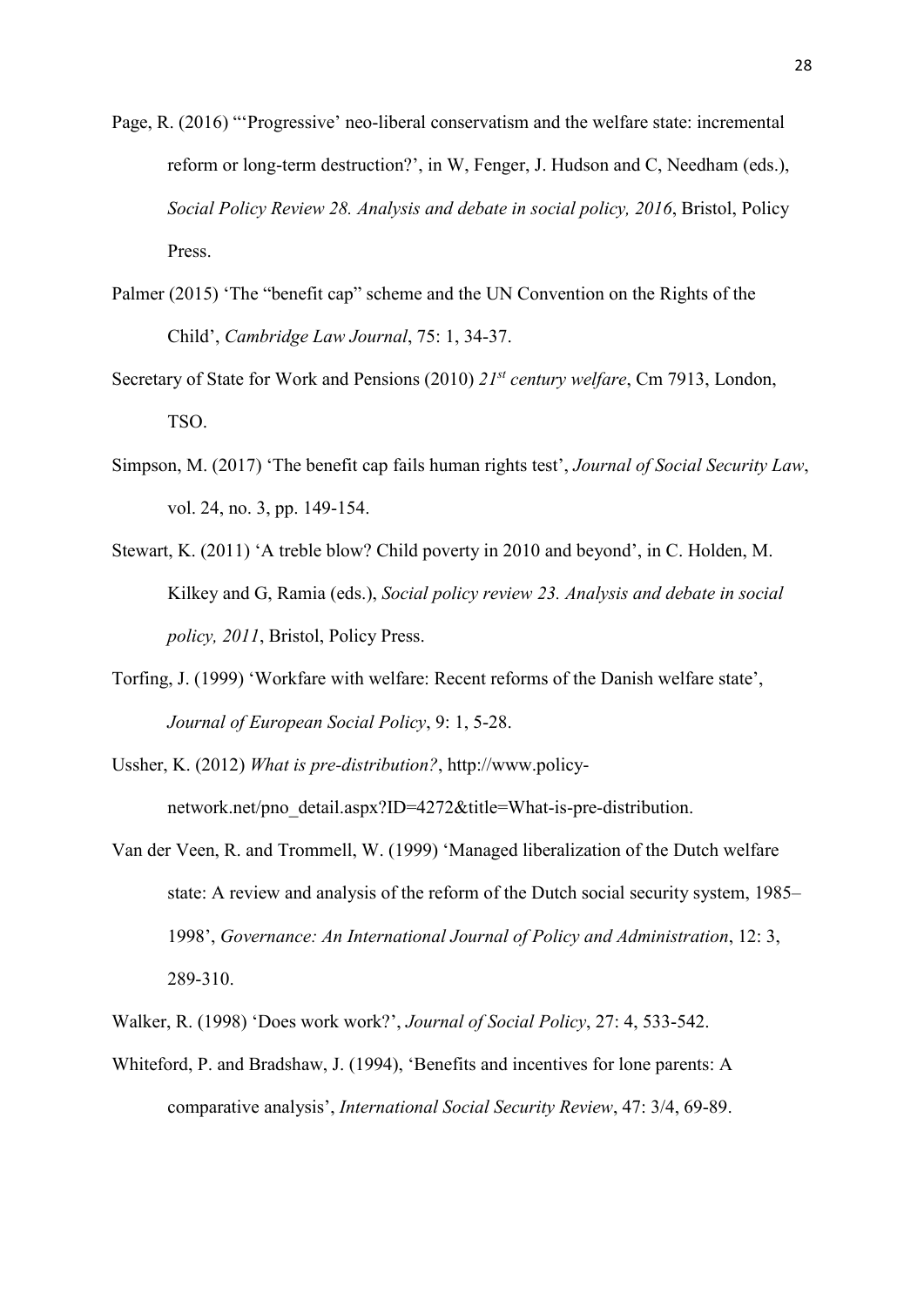Page, R. (2016) "'Progressive' neo-liberal conservatism and the welfare state: incremental reform or long-term destruction?', in W, Fenger, J. Hudson and C, Needham (eds.), *Social Policy Review 28. Analysis and debate in social policy, 2016*, Bristol, Policy Press.

Palmer (2015) 'The "benefit cap" scheme and the UN Convention on the Rights of the Child', *Cambridge Law Journal*, 75: 1, 34-37.

Secretary of State for Work and Pensions (2010) *21st century welfare*, Cm 7913, London, TSO.

Simpson, M. (2017) 'The benefit cap fails human rights test', *Journal of Social Security Law*, vol. 24, no. 3, pp. 149-154.

Stewart, K. (2011) 'A treble blow? Child poverty in 2010 and beyond', in C. Holden, M. Kilkey and G, Ramia (eds.), *Social policy review 23. Analysis and debate in social policy, 2011*, Bristol, Policy Press.

Torfing, J. (1999) 'Workfare with welfare: Recent reforms of the Danish welfare state', *Journal of European Social Policy*, 9: 1, 5-28.

Ussher, K. (2012) *What is pre-distribution?*, http://www.policy-network.net/pno_detail.aspx?ID=4272&title=What-is-pre-distribution.

Van der Veen, R. and Trommell, W. (1999) 'Managed liberalization of the Dutch welfare state: A review and analysis of the reform of the Dutch social security system, 1985–1998', *Governance: An International Journal of Policy and Administration*, 12: 3, 289-310.

Walker, R. (1998) 'Does work work?', *Journal of Social Policy*, 27: 4, 533-542.

Whiteford, P. and Bradshaw, J. (1994), 'Benefits and incentives for lone parents: A comparative analysis', *International Social Security Review*, 47: 3/4, 69-89.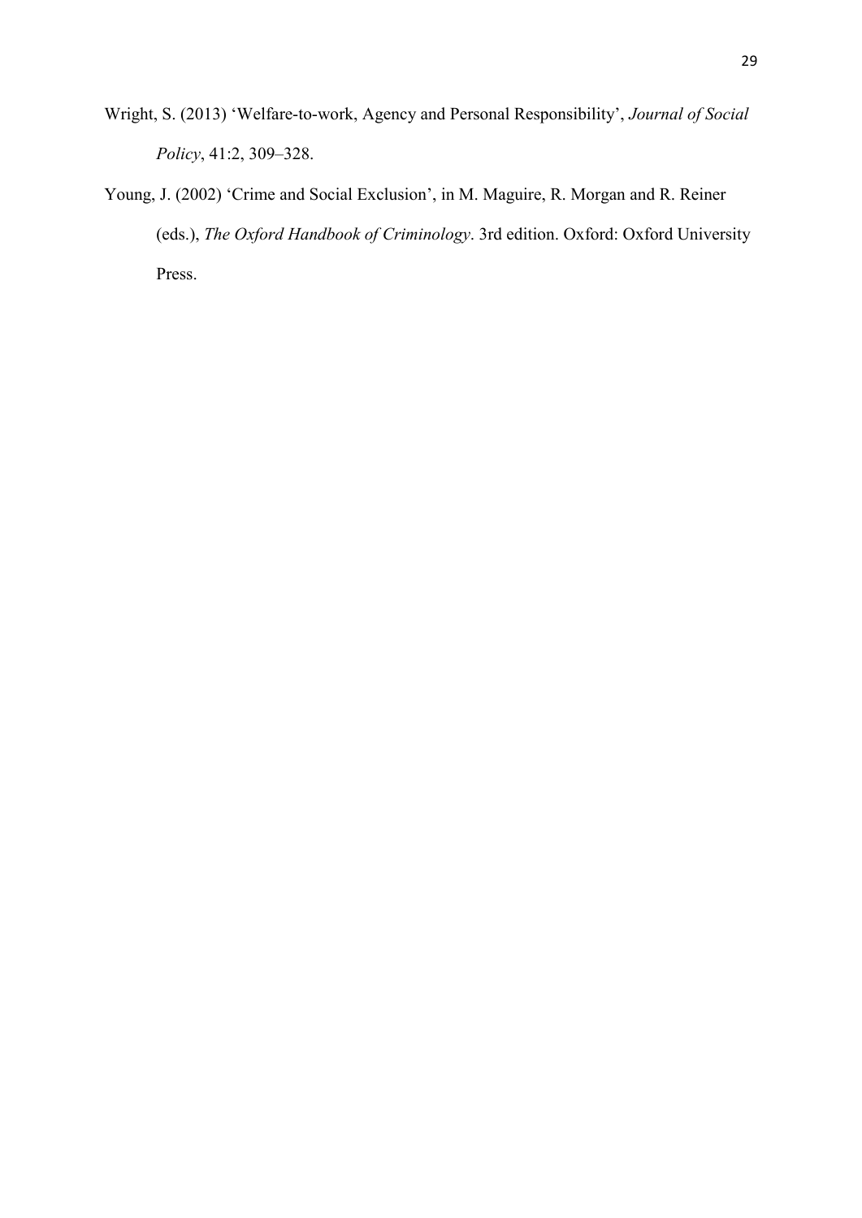Wright, S. (2013) 'Welfare-to-work, Agency and Personal Responsibility', *Journal of Social Policy*, 41:2, 309–328.

Young, J. (2002) 'Crime and Social Exclusion', in M. Maguire, R. Morgan and R. Reiner (eds.), *The Oxford Handbook of Criminology*. 3rd edition. Oxford: Oxford University Press.